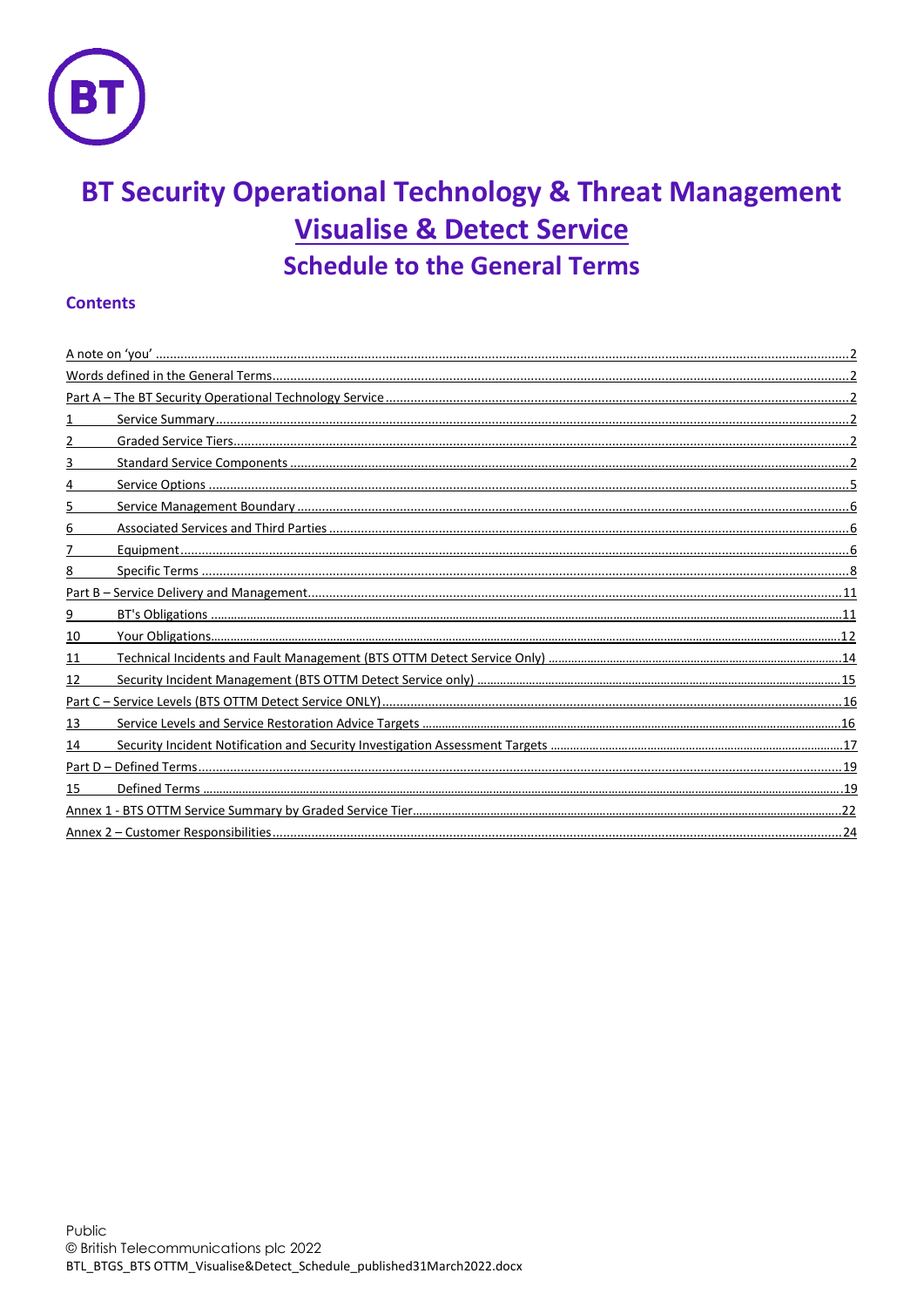# BT Security Operational Technology & Threat Management
# Visualise & Detect Service
## Schedule to the General Terms

### Contents

A note on 'you' ......... 2
Words defined in the General Terms ......... 2
Part A – The BT Security Operational Technology Service ......... 2
1 Service Summary ......... 2
2 Graded Service Tiers ......... 2
3 Standard Service Components ......... 2
4 Service Options ......... 5
5 Service Management Boundary ......... 6
6 Associated Services and Third Parties ......... 6
7 Equipment ......... 6
8 Specific Terms ......... 8
Part B – Service Delivery and Management ......... 11
9 BT's Obligations ......... 11
10 Your Obligations ......... 12
11 Technical Incidents and Fault Management (BTS OTTM Detect Service Only) ......... 14
12 Security Incident Management (BTS OTTM Detect Service only) ......... 15
Part C – Service Levels (BTS OTTM Detect Service ONLY) ......... 16
13 Service Levels and Service Restoration Advice Targets ......... 16
14 Security Incident Notification and Security Investigation Assessment Targets ......... 17
Part D – Defined Terms ......... 19
15 Defined Terms ......... 19
Annex 1 - BTS OTTM Service Summary by Graded Service Tier ......... 22
Annex 2 – Customer Responsibilities ......... 24

Public
© British Telecommunications plc 2022
BTL_BTGS_BTS OTTM_Visualise&Detect_Schedule_published31March2022.docx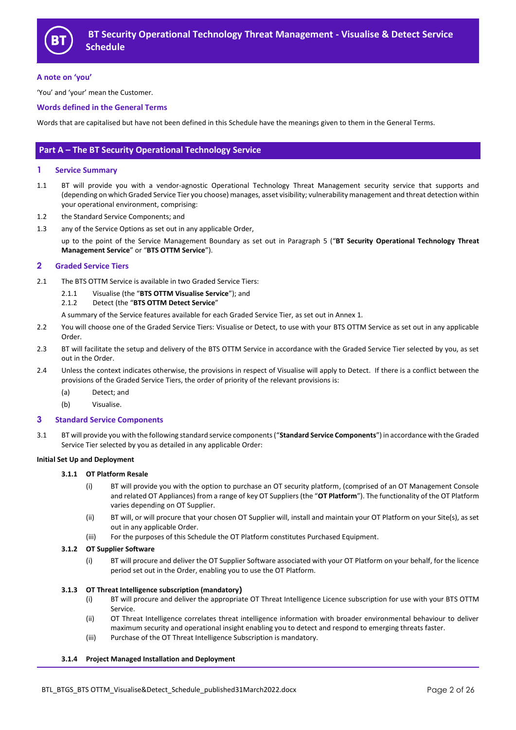# BT Security Operational Technology Threat Management - Visualise & Detect Service Schedule

### A note on 'you'

'You' and 'your' mean the Customer.

### Words defined in the General Terms

Words that are capitalised but have not been defined in this Schedule have the meanings given to them in the General Terms.

## Part A – The BT Security Operational Technology Service

### 1 Service Summary

1.1 BT will provide you with a vendor-agnostic Operational Technology Threat Management security service that supports and (depending on which Graded Service Tier you choose) manages, asset visibility; vulnerability management and threat detection within your operational environment, comprising:

1.2 the Standard Service Components; and

1.3 any of the Service Options as set out in any applicable Order,

up to the point of the Service Management Boundary as set out in Paragraph 5 ("**BT Security Operational Technology Threat Management Service**" or "**BTS OTTM Service**").

### 2 Graded Service Tiers

2.1 The BTS OTTM Service is available in two Graded Service Tiers:

2.1.1 Visualise (the "**BTS OTTM Visualise Service**"); and

2.1.2 Detect (the "**BTS OTTM Detect Service**"

A summary of the Service features available for each Graded Service Tier, as set out in Annex 1.

2.2 You will choose one of the Graded Service Tiers: Visualise or Detect, to use with your BTS OTTM Service as set out in any applicable Order.

2.3 BT will facilitate the setup and delivery of the BTS OTTM Service in accordance with the Graded Service Tier selected by you, as set out in the Order.

2.4 Unless the context indicates otherwise, the provisions in respect of Visualise will apply to Detect. If there is a conflict between the provisions of the Graded Service Tiers, the order of priority of the relevant provisions is:

(a) Detect; and

(b) Visualise.

### 3 Standard Service Components

3.1 BT will provide you with the following standard service components ("**Standard Service Components**") in accordance with the Graded Service Tier selected by you as detailed in any applicable Order:

**Initial Set Up and Deployment**

**3.1.1 OT Platform Resale**

(i) BT will provide you with the option to purchase an OT security platform, (comprised of an OT Management Console and related OT Appliances) from a range of key OT Suppliers (the "**OT Platform**"). The functionality of the OT Platform varies depending on OT Supplier.

(ii) BT will, or will procure that your chosen OT Supplier will, install and maintain your OT Platform on your Site(s), as set out in any applicable Order.

(iii) For the purposes of this Schedule the OT Platform constitutes Purchased Equipment.

**3.1.2 OT Supplier Software**

(i) BT will procure and deliver the OT Supplier Software associated with your OT Platform on your behalf, for the licence period set out in the Order, enabling you to use the OT Platform.

**3.1.3 OT Threat Intelligence subscription (mandatory)**

(i) BT will procure and deliver the appropriate OT Threat Intelligence Licence subscription for use with your BTS OTTM Service.

(ii) OT Threat Intelligence correlates threat intelligence information with broader environmental behaviour to deliver maximum security and operational insight enabling you to detect and respond to emerging threats faster.

(iii) Purchase of the OT Threat Intelligence Subscription is mandatory.

**3.1.4 Project Managed Installation and Deployment**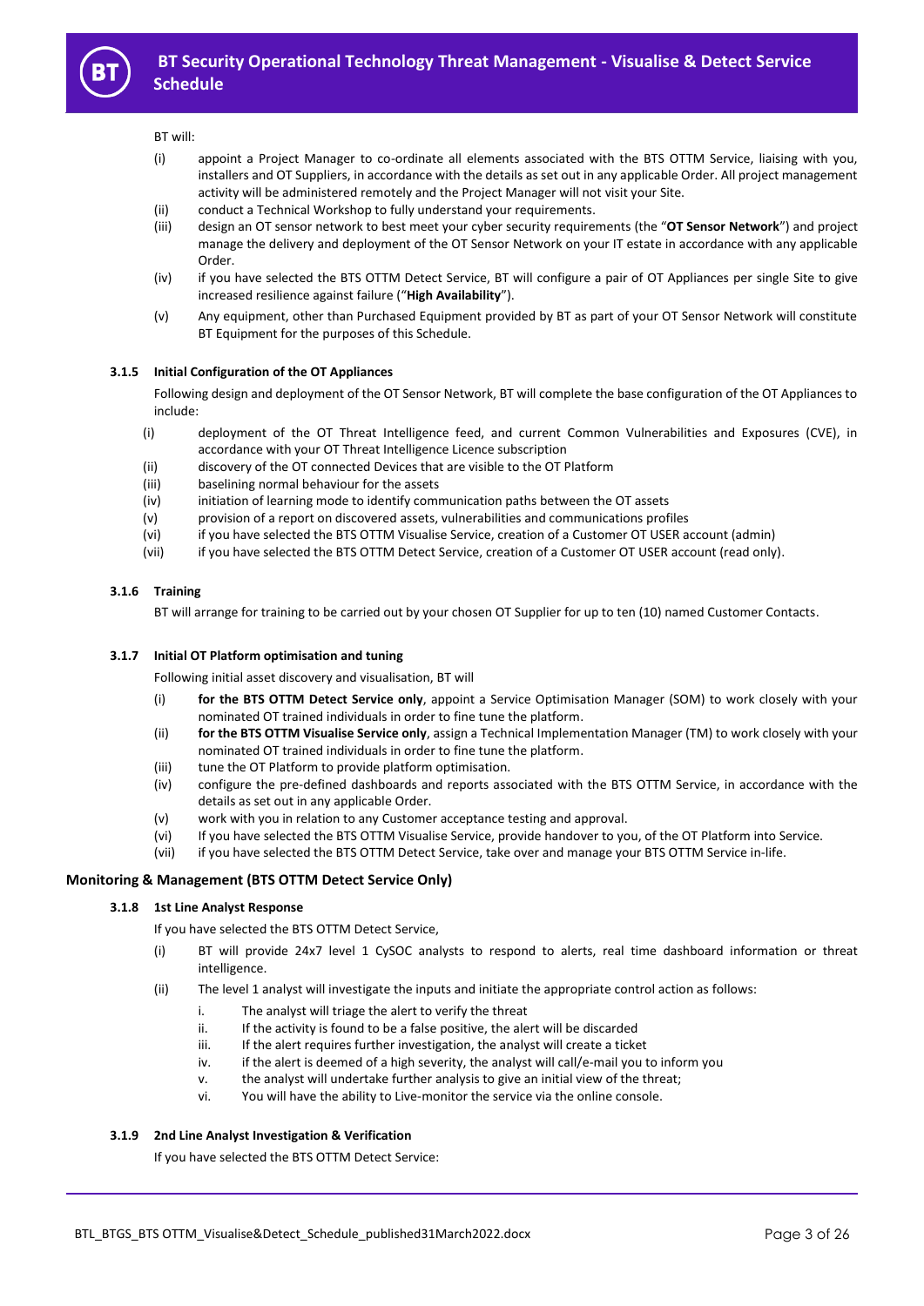BT will:

(i) appoint a Project Manager to co-ordinate all elements associated with the BTS OTTM Service, liaising with you, installers and OT Suppliers, in accordance with the details as set out in any applicable Order. All project management activity will be administered remotely and the Project Manager will not visit your Site.

(ii) conduct a Technical Workshop to fully understand your requirements.

(iii) design an OT sensor network to best meet your cyber security requirements (the "**OT Sensor Network**") and project manage the delivery and deployment of the OT Sensor Network on your IT estate in accordance with any applicable Order.

(iv) if you have selected the BTS OTTM Detect Service, BT will configure a pair of OT Appliances per single Site to give increased resilience against failure ("**High Availability**").

(v) Any equipment, other than Purchased Equipment provided by BT as part of your OT Sensor Network will constitute BT Equipment for the purposes of this Schedule.

#### 3.1.5 Initial Configuration of the OT Appliances

Following design and deployment of the OT Sensor Network, BT will complete the base configuration of the OT Appliances to include:

(i) deployment of the OT Threat Intelligence feed, and current Common Vulnerabilities and Exposures (CVE), in accordance with your OT Threat Intelligence Licence subscription

(ii) discovery of the OT connected Devices that are visible to the OT Platform

(iii) baselining normal behaviour for the assets

(iv) initiation of learning mode to identify communication paths between the OT assets

(v) provision of a report on discovered assets, vulnerabilities and communications profiles

(vi) if you have selected the BTS OTTM Visualise Service, creation of a Customer OT USER account (admin)

(vii) if you have selected the BTS OTTM Detect Service, creation of a Customer OT USER account (read only).

#### 3.1.6 Training

BT will arrange for training to be carried out by your chosen OT Supplier for up to ten (10) named Customer Contacts.

#### 3.1.7 Initial OT Platform optimisation and tuning

Following initial asset discovery and visualisation, BT will

(i) **for the BTS OTTM Detect Service only**, appoint a Service Optimisation Manager (SOM) to work closely with your nominated OT trained individuals in order to fine tune the platform.

(ii) **for the BTS OTTM Visualise Service only**, assign a Technical Implementation Manager (TM) to work closely with your nominated OT trained individuals in order to fine tune the platform.

(iii) tune the OT Platform to provide platform optimisation.

(iv) configure the pre-defined dashboards and reports associated with the BTS OTTM Service, in accordance with the details as set out in any applicable Order.

(v) work with you in relation to any Customer acceptance testing and approval.

(vi) If you have selected the BTS OTTM Visualise Service, provide handover to you, of the OT Platform into Service.

(vii) if you have selected the BTS OTTM Detect Service, take over and manage your BTS OTTM Service in-life.

### Monitoring & Management (BTS OTTM Detect Service Only)

#### 3.1.8 1st Line Analyst Response

If you have selected the BTS OTTM Detect Service,

(i) BT will provide 24x7 level 1 CySOC analysts to respond to alerts, real time dashboard information or threat intelligence.

(ii) The level 1 analyst will investigate the inputs and initiate the appropriate control action as follows:

   i. The analyst will triage the alert to verify the threat
   ii. If the activity is found to be a false positive, the alert will be discarded
   iii. If the alert requires further investigation, the analyst will create a ticket
   iv. if the alert is deemed of a high severity, the analyst will call/e-mail you to inform you
   v. the analyst will undertake further analysis to give an initial view of the threat;
   vi. You will have the ability to Live-monitor the service via the online console.

#### 3.1.9 2nd Line Analyst Investigation & Verification

If you have selected the BTS OTTM Detect Service: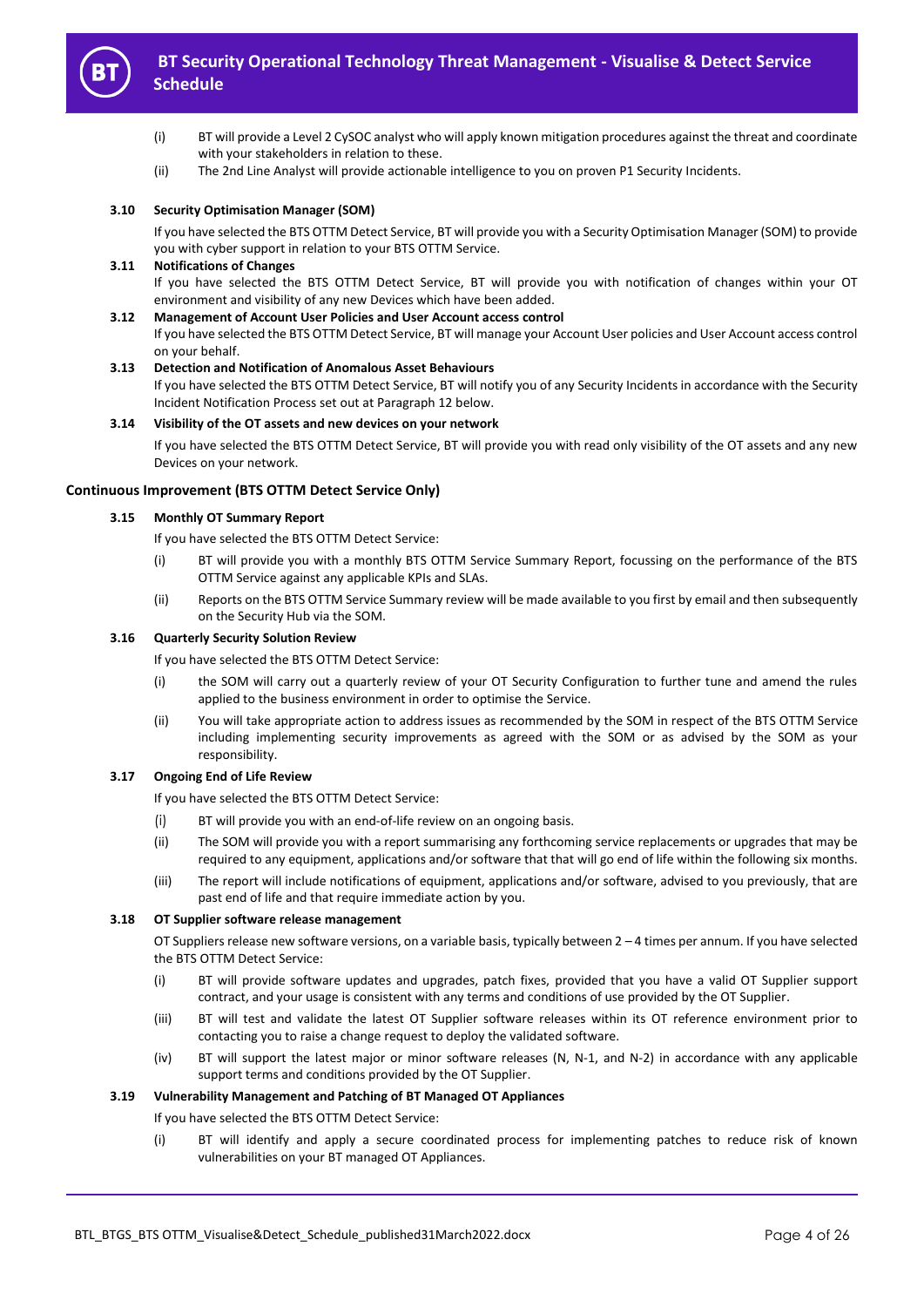(i) BT will provide a Level 2 CySOC analyst who will apply known mitigation procedures against the threat and coordinate with your stakeholders in relation to these.

(ii) The 2nd Line Analyst will provide actionable intelligence to you on proven P1 Security Incidents.

**3.10 Security Optimisation Manager (SOM)**

If you have selected the BTS OTTM Detect Service, BT will provide you with a Security Optimisation Manager (SOM) to provide you with cyber support in relation to your BTS OTTM Service.

**3.11 Notifications of Changes**

If you have selected the BTS OTTM Detect Service, BT will provide you with notification of changes within your OT environment and visibility of any new Devices which have been added.

**3.12 Management of Account User Policies and User Account access control**

If you have selected the BTS OTTM Detect Service, BT will manage your Account User policies and User Account access control on your behalf.

**3.13 Detection and Notification of Anomalous Asset Behaviours**

If you have selected the BTS OTTM Detect Service, BT will notify you of any Security Incidents in accordance with the Security Incident Notification Process set out at Paragraph 12 below.

**3.14 Visibility of the OT assets and new devices on your network**

If you have selected the BTS OTTM Detect Service, BT will provide you with read only visibility of the OT assets and any new Devices on your network.

### Continuous Improvement (BTS OTTM Detect Service Only)

**3.15 Monthly OT Summary Report**

If you have selected the BTS OTTM Detect Service:

(i) BT will provide you with a monthly BTS OTTM Service Summary Report, focussing on the performance of the BTS OTTM Service against any applicable KPIs and SLAs.

(ii) Reports on the BTS OTTM Service Summary review will be made available to you first by email and then subsequently on the Security Hub via the SOM.

**3.16 Quarterly Security Solution Review**

If you have selected the BTS OTTM Detect Service:

(i) the SOM will carry out a quarterly review of your OT Security Configuration to further tune and amend the rules applied to the business environment in order to optimise the Service.

(ii) You will take appropriate action to address issues as recommended by the SOM in respect of the BTS OTTM Service including implementing security improvements as agreed with the SOM or as advised by the SOM as your responsibility.

**3.17 Ongoing End of Life Review**

If you have selected the BTS OTTM Detect Service:

(i) BT will provide you with an end-of-life review on an ongoing basis.

(ii) The SOM will provide you with a report summarising any forthcoming service replacements or upgrades that may be required to any equipment, applications and/or software that that will go end of life within the following six months.

(iii) The report will include notifications of equipment, applications and/or software, advised to you previously, that are past end of life and that require immediate action by you.

**3.18 OT Supplier software release management**

OT Suppliers release new software versions, on a variable basis, typically between 2 – 4 times per annum. If you have selected the BTS OTTM Detect Service:

(i) BT will provide software updates and upgrades, patch fixes, provided that you have a valid OT Supplier support contract, and your usage is consistent with any terms and conditions of use provided by the OT Supplier.

(iii) BT will test and validate the latest OT Supplier software releases within its OT reference environment prior to contacting you to raise a change request to deploy the validated software.

(iv) BT will support the latest major or minor software releases (N, N-1, and N-2) in accordance with any applicable support terms and conditions provided by the OT Supplier.

**3.19 Vulnerability Management and Patching of BT Managed OT Appliances**

If you have selected the BTS OTTM Detect Service:

(i) BT will identify and apply a secure coordinated process for implementing patches to reduce risk of known vulnerabilities on your BT managed OT Appliances.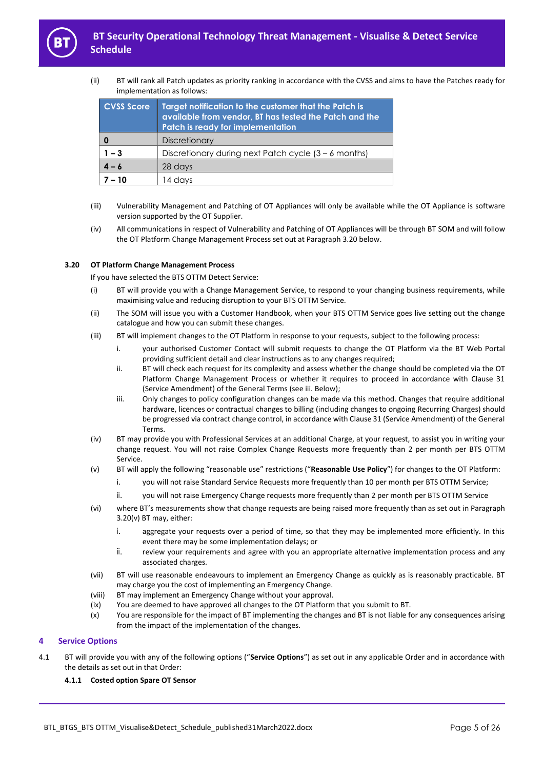(ii) BT will rank all Patch updates as priority ranking in accordance with the CVSS and aims to have the Patches ready for implementation as follows:

| CVSS Score | Target notification to the customer that the Patch is available from vendor, BT has tested the Patch and the Patch is ready for implementation |
|---|---|
| **0** | Discretionary |
| **1 – 3** | Discretionary during next Patch cycle (3 – 6 months) |
| **4 – 6** | 28 days |
| **7 – 10** | 14 days |

(iii) Vulnerability Management and Patching of OT Appliances will only be available while the OT Appliance is software version supported by the OT Supplier.

(iv) All communications in respect of Vulnerability and Patching of OT Appliances will be through BT SOM and will follow the OT Platform Change Management Process set out at Paragraph 3.20 below.

### 3.20 OT Platform Change Management Process

If you have selected the BTS OTTM Detect Service:

(i) BT will provide you with a Change Management Service, to respond to your changing business requirements, while maximising value and reducing disruption to your BTS OTTM Service.

(ii) The SOM will issue you with a Customer Handbook, when your BTS OTTM Service goes live setting out the change catalogue and how you can submit these changes.

(iii) BT will implement changes to the OT Platform in response to your requests, subject to the following process:

i. your authorised Customer Contact will submit requests to change the OT Platform via the BT Web Portal providing sufficient detail and clear instructions as to any changes required;

ii. BT will check each request for its complexity and assess whether the change should be completed via the OT Platform Change Management Process or whether it requires to proceed in accordance with Clause 31 (Service Amendment) of the General Terms (see iii. Below);

iii. Only changes to policy configuration changes can be made via this method. Changes that require additional hardware, licences or contractual changes to billing (including changes to ongoing Recurring Charges) should be progressed via contract change control, in accordance with Clause 31 (Service Amendment) of the General Terms.

(iv) BT may provide you with Professional Services at an additional Charge, at your request, to assist you in writing your change request. You will not raise Complex Change Requests more frequently than 2 per month per BTS OTTM Service.

(v) BT will apply the following "reasonable use" restrictions ("**Reasonable Use Policy**") for changes to the OT Platform:

i. you will not raise Standard Service Requests more frequently than 10 per month per BTS OTTM Service;

ii. you will not raise Emergency Change requests more frequently than 2 per month per BTS OTTM Service

(vi) where BT's measurements show that change requests are being raised more frequently than as set out in Paragraph 3.20(v) BT may, either:

i. aggregate your requests over a period of time, so that they may be implemented more efficiently. In this event there may be some implementation delays; or

ii. review your requirements and agree with you an appropriate alternative implementation process and any associated charges.

(vii) BT will use reasonable endeavours to implement an Emergency Change as quickly as is reasonably practicable. BT may charge you the cost of implementing an Emergency Change.

(viii) BT may implement an Emergency Change without your approval.

(ix) You are deemed to have approved all changes to the OT Platform that you submit to BT.

(x) You are responsible for the impact of BT implementing the changes and BT is not liable for any consequences arising from the impact of the implementation of the changes.

## 4 Service Options

4.1 BT will provide you with any of the following options ("**Service Options**") as set out in any applicable Order and in accordance with the details as set out in that Order:

#### 4.1.1 Costed option Spare OT Sensor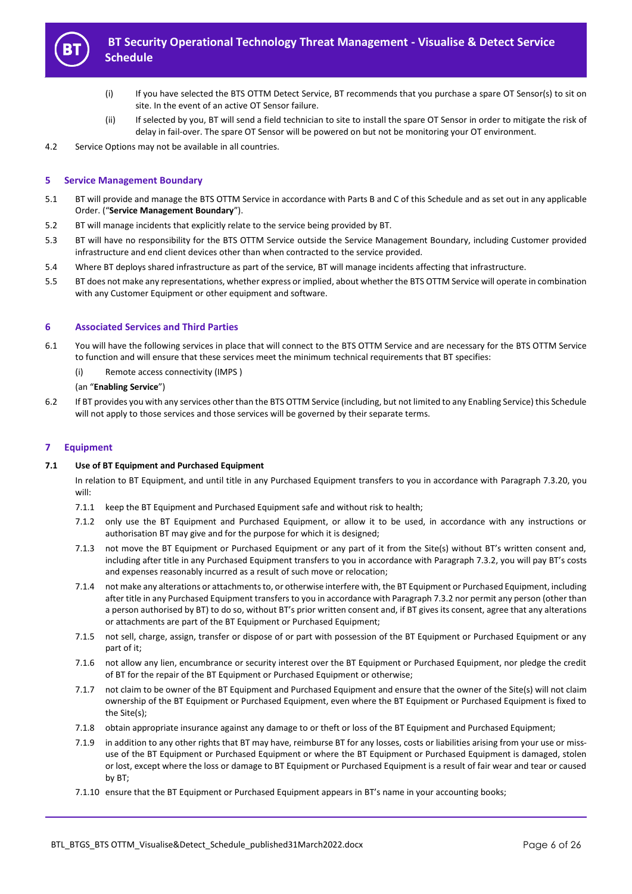(i) If you have selected the BTS OTTM Detect Service, BT recommends that you purchase a spare OT Sensor(s) to sit on site. In the event of an active OT Sensor failure.

(ii) If selected by you, BT will send a field technician to site to install the spare OT Sensor in order to mitigate the risk of delay in fail-over. The spare OT Sensor will be powered on but not be monitoring your OT environment.

4.2 Service Options may not be available in all countries.

## 5 Service Management Boundary

5.1 BT will provide and manage the BTS OTTM Service in accordance with Parts B and C of this Schedule and as set out in any applicable Order. ("**Service Management Boundary**").

5.2 BT will manage incidents that explicitly relate to the service being provided by BT.

5.3 BT will have no responsibility for the BTS OTTM Service outside the Service Management Boundary, including Customer provided infrastructure and end client devices other than when contracted to the service provided.

5.4 Where BT deploys shared infrastructure as part of the service, BT will manage incidents affecting that infrastructure.

5.5 BT does not make any representations, whether express or implied, about whether the BTS OTTM Service will operate in combination with any Customer Equipment or other equipment and software.

## 6 Associated Services and Third Parties

6.1 You will have the following services in place that will connect to the BTS OTTM Service and are necessary for the BTS OTTM Service to function and will ensure that these services meet the minimum technical requirements that BT specifies:

(i) Remote access connectivity (IMPS )

(an "**Enabling Service**")

6.2 If BT provides you with any services other than the BTS OTTM Service (including, but not limited to any Enabling Service) this Schedule will not apply to those services and those services will be governed by their separate terms.

## 7 Equipment

**7.1 Use of BT Equipment and Purchased Equipment**

In relation to BT Equipment, and until title in any Purchased Equipment transfers to you in accordance with Paragraph 7.3.20, you will:

7.1.1 keep the BT Equipment and Purchased Equipment safe and without risk to health;

7.1.2 only use the BT Equipment and Purchased Equipment, or allow it to be used, in accordance with any instructions or authorisation BT may give and for the purpose for which it is designed;

7.1.3 not move the BT Equipment or Purchased Equipment or any part of it from the Site(s) without BT's written consent and, including after title in any Purchased Equipment transfers to you in accordance with Paragraph 7.3.2, you will pay BT's costs and expenses reasonably incurred as a result of such move or relocation;

7.1.4 not make any alterations or attachments to, or otherwise interfere with, the BT Equipment or Purchased Equipment, including after title in any Purchased Equipment transfers to you in accordance with Paragraph 7.3.2 nor permit any person (other than a person authorised by BT) to do so, without BT's prior written consent and, if BT gives its consent, agree that any alterations or attachments are part of the BT Equipment or Purchased Equipment;

7.1.5 not sell, charge, assign, transfer or dispose of or part with possession of the BT Equipment or Purchased Equipment or any part of it;

7.1.6 not allow any lien, encumbrance or security interest over the BT Equipment or Purchased Equipment, nor pledge the credit of BT for the repair of the BT Equipment or Purchased Equipment or otherwise;

7.1.7 not claim to be owner of the BT Equipment and Purchased Equipment and ensure that the owner of the Site(s) will not claim ownership of the BT Equipment or Purchased Equipment, even where the BT Equipment or Purchased Equipment is fixed to the Site(s);

7.1.8 obtain appropriate insurance against any damage to or theft or loss of the BT Equipment and Purchased Equipment;

7.1.9 in addition to any other rights that BT may have, reimburse BT for any losses, costs or liabilities arising from your use or miss-use of the BT Equipment or Purchased Equipment or where the BT Equipment or Purchased Equipment is damaged, stolen or lost, except where the loss or damage to BT Equipment or Purchased Equipment is a result of fair wear and tear or caused by BT;

7.1.10 ensure that the BT Equipment or Purchased Equipment appears in BT's name in your accounting books;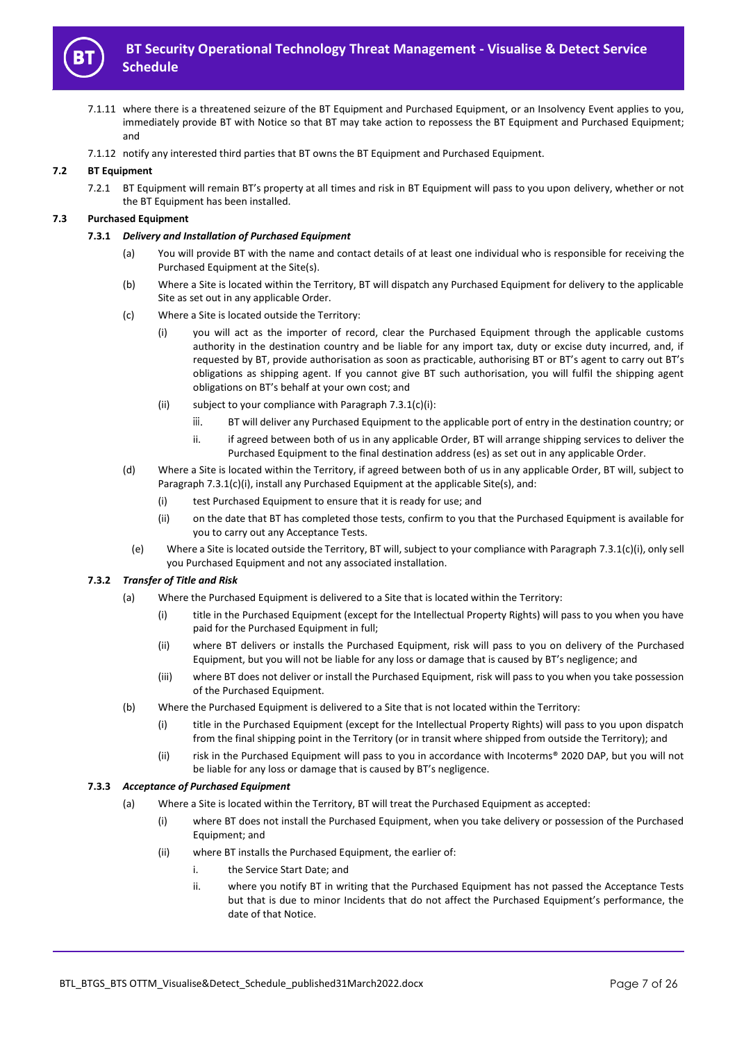7.1.11 where there is a threatened seizure of the BT Equipment and Purchased Equipment, or an Insolvency Event applies to you, immediately provide BT with Notice so that BT may take action to repossess the BT Equipment and Purchased Equipment; and

7.1.12 notify any interested third parties that BT owns the BT Equipment and Purchased Equipment.

**7.2 BT Equipment**

7.2.1 BT Equipment will remain BT's property at all times and risk in BT Equipment will pass to you upon delivery, whether or not the BT Equipment has been installed.

**7.3 Purchased Equipment**

**7.3.1** ***Delivery and Installation of Purchased Equipment***

(a) You will provide BT with the name and contact details of at least one individual who is responsible for receiving the Purchased Equipment at the Site(s).

(b) Where a Site is located within the Territory, BT will dispatch any Purchased Equipment for delivery to the applicable Site as set out in any applicable Order.

(c) Where a Site is located outside the Territory:

(i) you will act as the importer of record, clear the Purchased Equipment through the applicable customs authority in the destination country and be liable for any import tax, duty or excise duty incurred, and, if requested by BT, provide authorisation as soon as practicable, authorising BT or BT's agent to carry out BT's obligations as shipping agent. If you cannot give BT such authorisation, you will fulfil the shipping agent obligations on BT's behalf at your own cost; and

(ii) subject to your compliance with Paragraph 7.3.1(c)(i):

iii. BT will deliver any Purchased Equipment to the applicable port of entry in the destination country; or

ii. if agreed between both of us in any applicable Order, BT will arrange shipping services to deliver the Purchased Equipment to the final destination address (es) as set out in any applicable Order.

(d) Where a Site is located within the Territory, if agreed between both of us in any applicable Order, BT will, subject to Paragraph 7.3.1(c)(i), install any Purchased Equipment at the applicable Site(s), and:

(i) test Purchased Equipment to ensure that it is ready for use; and

(ii) on the date that BT has completed those tests, confirm to you that the Purchased Equipment is available for you to carry out any Acceptance Tests.

(e) Where a Site is located outside the Territory, BT will, subject to your compliance with Paragraph 7.3.1(c)(i), only sell you Purchased Equipment and not any associated installation.

**7.3.2** ***Transfer of Title and Risk***

(a) Where the Purchased Equipment is delivered to a Site that is located within the Territory:

(i) title in the Purchased Equipment (except for the Intellectual Property Rights) will pass to you when you have paid for the Purchased Equipment in full;

(ii) where BT delivers or installs the Purchased Equipment, risk will pass to you on delivery of the Purchased Equipment, but you will not be liable for any loss or damage that is caused by BT's negligence; and

(iii) where BT does not deliver or install the Purchased Equipment, risk will pass to you when you take possession of the Purchased Equipment.

(b) Where the Purchased Equipment is delivered to a Site that is not located within the Territory:

(i) title in the Purchased Equipment (except for the Intellectual Property Rights) will pass to you upon dispatch from the final shipping point in the Territory (or in transit where shipped from outside the Territory); and

(ii) risk in the Purchased Equipment will pass to you in accordance with Incoterms® 2020 DAP, but you will not be liable for any loss or damage that is caused by BT's negligence.

**7.3.3** ***Acceptance of Purchased Equipment***

(a) Where a Site is located within the Territory, BT will treat the Purchased Equipment as accepted:

(i) where BT does not install the Purchased Equipment, when you take delivery or possession of the Purchased Equipment; and

(ii) where BT installs the Purchased Equipment, the earlier of:

i. the Service Start Date; and

ii. where you notify BT in writing that the Purchased Equipment has not passed the Acceptance Tests but that is due to minor Incidents that do not affect the Purchased Equipment's performance, the date of that Notice.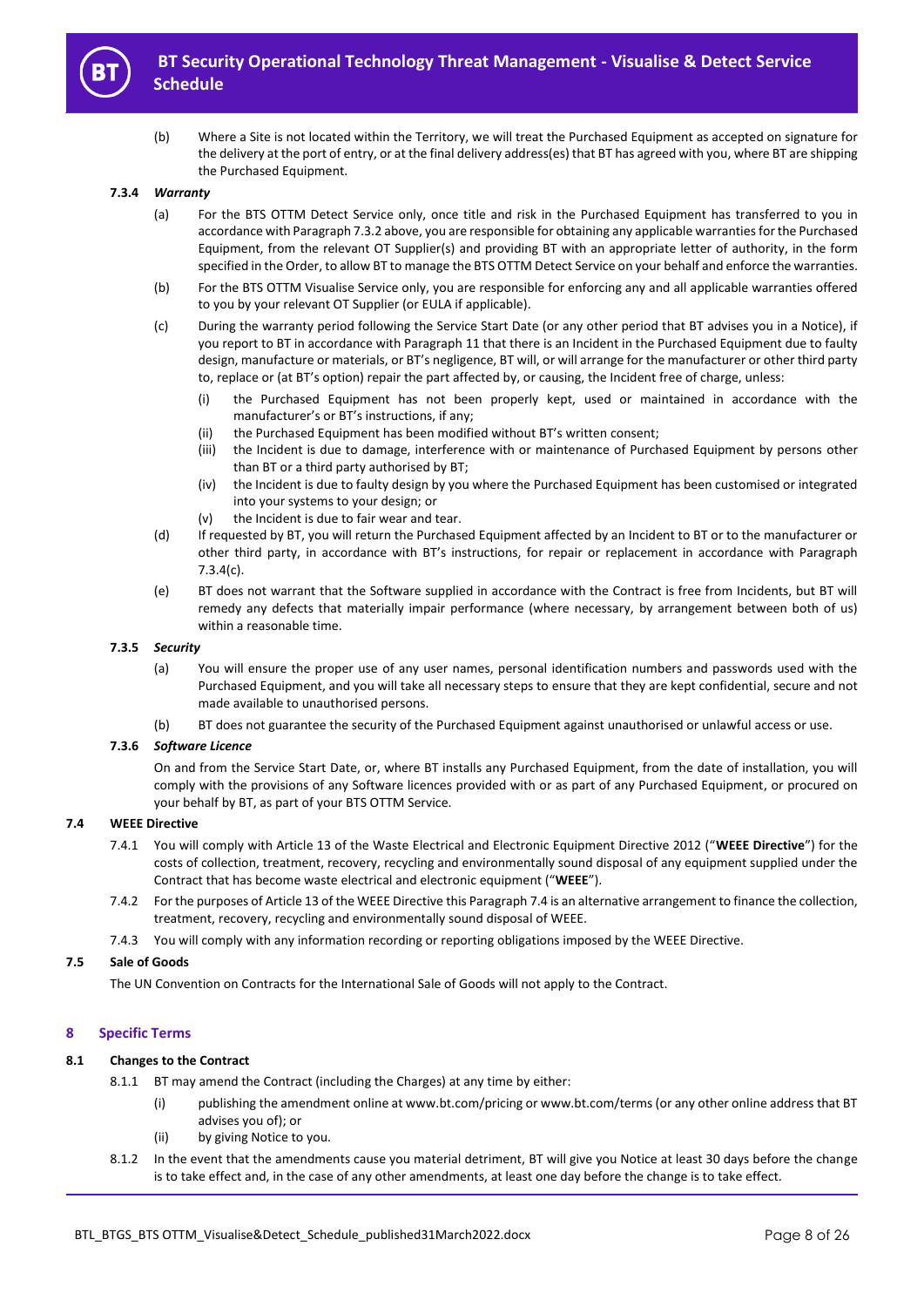(b) Where a Site is not located within the Territory, we will treat the Purchased Equipment as accepted on signature for the delivery at the port of entry, or at the final delivery address(es) that BT has agreed with you, where BT are shipping the Purchased Equipment.

#### 7.3.4 *Warranty*

(a) For the BTS OTTM Detect Service only, once title and risk in the Purchased Equipment has transferred to you in accordance with Paragraph 7.3.2 above, you are responsible for obtaining any applicable warranties for the Purchased Equipment, from the relevant OT Supplier(s) and providing BT with an appropriate letter of authority, in the form specified in the Order, to allow BT to manage the BTS OTTM Detect Service on your behalf and enforce the warranties.

(b) For the BTS OTTM Visualise Service only, you are responsible for enforcing any and all applicable warranties offered to you by your relevant OT Supplier (or EULA if applicable).

(c) During the warranty period following the Service Start Date (or any other period that BT advises you in a Notice), if you report to BT in accordance with Paragraph 11 that there is an Incident in the Purchased Equipment due to faulty design, manufacture or materials, or BT's negligence, BT will, or will arrange for the manufacturer or other third party to, replace or (at BT's option) repair the part affected by, or causing, the Incident free of charge, unless:

   (i) the Purchased Equipment has not been properly kept, used or maintained in accordance with the manufacturer's or BT's instructions, if any;
   (ii) the Purchased Equipment has been modified without BT's written consent;
   (iii) the Incident is due to damage, interference with or maintenance of Purchased Equipment by persons other than BT or a third party authorised by BT;
   (iv) the Incident is due to faulty design by you where the Purchased Equipment has been customised or integrated into your systems to your design; or
   (v) the Incident is due to fair wear and tear.

(d) If requested by BT, you will return the Purchased Equipment affected by an Incident to BT or to the manufacturer or other third party, in accordance with BT's instructions, for repair or replacement in accordance with Paragraph 7.3.4(c).

(e) BT does not warrant that the Software supplied in accordance with the Contract is free from Incidents, but BT will remedy any defects that materially impair performance (where necessary, by arrangement between both of us) within a reasonable time.

#### 7.3.5 *Security*

(a) You will ensure the proper use of any user names, personal identification numbers and passwords used with the Purchased Equipment, and you will take all necessary steps to ensure that they are kept confidential, secure and not made available to unauthorised persons.

(b) BT does not guarantee the security of the Purchased Equipment against unauthorised or unlawful access or use.

#### 7.3.6 *Software Licence*

On and from the Service Start Date, or, where BT installs any Purchased Equipment, from the date of installation, you will comply with the provisions of any Software licences provided with or as part of any Purchased Equipment, or procured on your behalf by BT, as part of your BTS OTTM Service.

### 7.4 WEEE Directive

7.4.1 You will comply with Article 13 of the Waste Electrical and Electronic Equipment Directive 2012 ("**WEEE Directive**") for the costs of collection, treatment, recovery, recycling and environmentally sound disposal of any equipment supplied under the Contract that has become waste electrical and electronic equipment ("**WEEE**").

7.4.2 For the purposes of Article 13 of the WEEE Directive this Paragraph 7.4 is an alternative arrangement to finance the collection, treatment, recovery, recycling and environmentally sound disposal of WEEE.

7.4.3 You will comply with any information recording or reporting obligations imposed by the WEEE Directive.

### 7.5 Sale of Goods

The UN Convention on Contracts for the International Sale of Goods will not apply to the Contract.

## 8 Specific Terms

### 8.1 Changes to the Contract

8.1.1 BT may amend the Contract (including the Charges) at any time by either:

   (i) publishing the amendment online at www.bt.com/pricing or www.bt.com/terms (or any other online address that BT advises you of); or
   (ii) by giving Notice to you.

8.1.2 In the event that the amendments cause you material detriment, BT will give you Notice at least 30 days before the change is to take effect and, in the case of any other amendments, at least one day before the change is to take effect.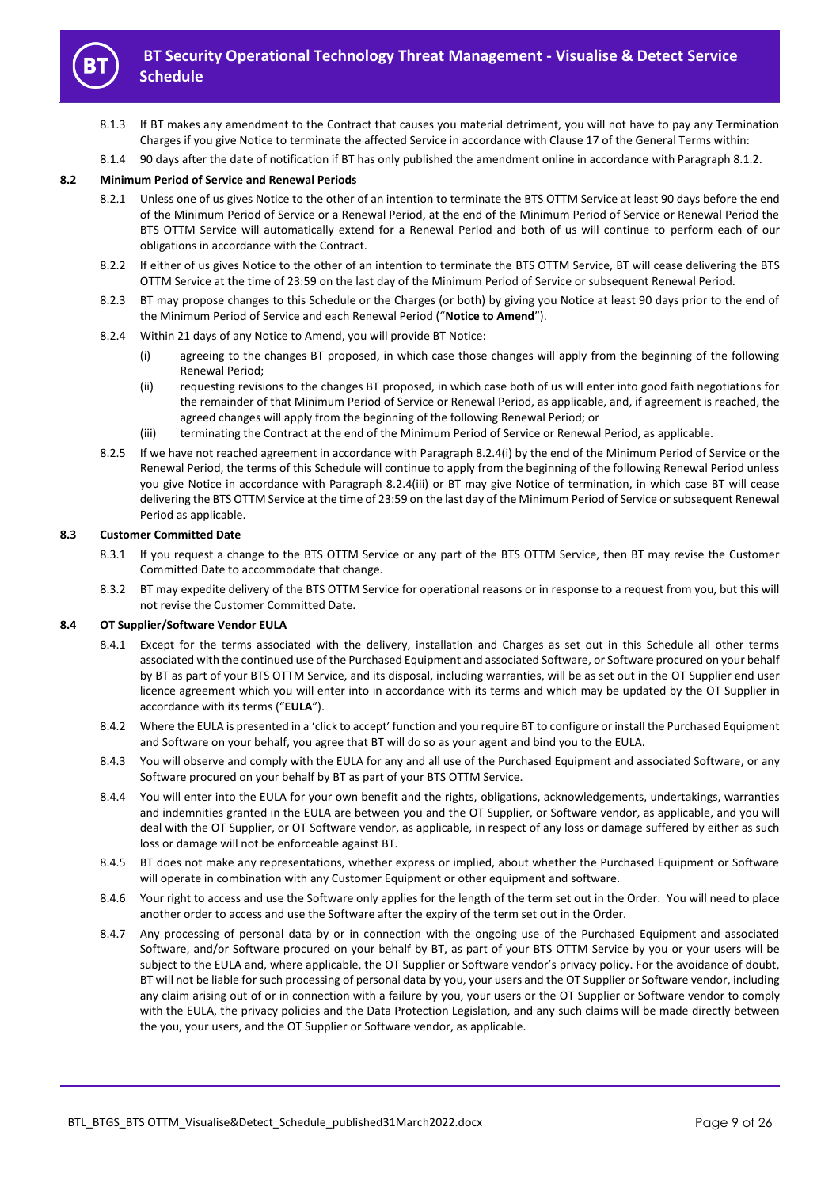8.1.3 If BT makes any amendment to the Contract that causes you material detriment, you will not have to pay any Termination Charges if you give Notice to terminate the affected Service in accordance with Clause 17 of the General Terms within:

8.1.4 90 days after the date of notification if BT has only published the amendment online in accordance with Paragraph 8.1.2.

**8.2 Minimum Period of Service and Renewal Periods**

8.2.1 Unless one of us gives Notice to the other of an intention to terminate the BTS OTTM Service at least 90 days before the end of the Minimum Period of Service or a Renewal Period, at the end of the Minimum Period of Service or Renewal Period the BTS OTTM Service will automatically extend for a Renewal Period and both of us will continue to perform each of our obligations in accordance with the Contract.

8.2.2 If either of us gives Notice to the other of an intention to terminate the BTS OTTM Service, BT will cease delivering the BTS OTTM Service at the time of 23:59 on the last day of the Minimum Period of Service or subsequent Renewal Period.

8.2.3 BT may propose changes to this Schedule or the Charges (or both) by giving you Notice at least 90 days prior to the end of the Minimum Period of Service and each Renewal Period ("**Notice to Amend**").

8.2.4 Within 21 days of any Notice to Amend, you will provide BT Notice:

(i) agreeing to the changes BT proposed, in which case those changes will apply from the beginning of the following Renewal Period;

(ii) requesting revisions to the changes BT proposed, in which case both of us will enter into good faith negotiations for the remainder of that Minimum Period of Service or Renewal Period, as applicable, and, if agreement is reached, the agreed changes will apply from the beginning of the following Renewal Period; or

(iii) terminating the Contract at the end of the Minimum Period of Service or Renewal Period, as applicable.

8.2.5 If we have not reached agreement in accordance with Paragraph 8.2.4(i) by the end of the Minimum Period of Service or the Renewal Period, the terms of this Schedule will continue to apply from the beginning of the following Renewal Period unless you give Notice in accordance with Paragraph 8.2.4(iii) or BT may give Notice of termination, in which case BT will cease delivering the BTS OTTM Service at the time of 23:59 on the last day of the Minimum Period of Service or subsequent Renewal Period as applicable.

**8.3 Customer Committed Date**

8.3.1 If you request a change to the BTS OTTM Service or any part of the BTS OTTM Service, then BT may revise the Customer Committed Date to accommodate that change.

8.3.2 BT may expedite delivery of the BTS OTTM Service for operational reasons or in response to a request from you, but this will not revise the Customer Committed Date.

**8.4 OT Supplier/Software Vendor EULA**

8.4.1 Except for the terms associated with the delivery, installation and Charges as set out in this Schedule all other terms associated with the continued use of the Purchased Equipment and associated Software, or Software procured on your behalf by BT as part of your BTS OTTM Service, and its disposal, including warranties, will be as set out in the OT Supplier end user licence agreement which you will enter into in accordance with its terms and which may be updated by the OT Supplier in accordance with its terms ("**EULA**").

8.4.2 Where the EULA is presented in a 'click to accept' function and you require BT to configure or install the Purchased Equipment and Software on your behalf, you agree that BT will do so as your agent and bind you to the EULA.

8.4.3 You will observe and comply with the EULA for any and all use of the Purchased Equipment and associated Software, or any Software procured on your behalf by BT as part of your BTS OTTM Service.

8.4.4 You will enter into the EULA for your own benefit and the rights, obligations, acknowledgements, undertakings, warranties and indemnities granted in the EULA are between you and the OT Supplier, or Software vendor, as applicable, and you will deal with the OT Supplier, or OT Software vendor, as applicable, in respect of any loss or damage suffered by either as such loss or damage will not be enforceable against BT.

8.4.5 BT does not make any representations, whether express or implied, about whether the Purchased Equipment or Software will operate in combination with any Customer Equipment or other equipment and software.

8.4.6 Your right to access and use the Software only applies for the length of the term set out in the Order. You will need to place another order to access and use the Software after the expiry of the term set out in the Order.

8.4.7 Any processing of personal data by or in connection with the ongoing use of the Purchased Equipment and associated Software, and/or Software procured on your behalf by BT, as part of your BTS OTTM Service by you or your users will be subject to the EULA and, where applicable, the OT Supplier or Software vendor's privacy policy. For the avoidance of doubt, BT will not be liable for such processing of personal data by you, your users and the OT Supplier or Software vendor, including any claim arising out of or in connection with a failure by you, your users or the OT Supplier or Software vendor to comply with the EULA, the privacy policies and the Data Protection Legislation, and any such claims will be made directly between the you, your users, and the OT Supplier or Software vendor, as applicable.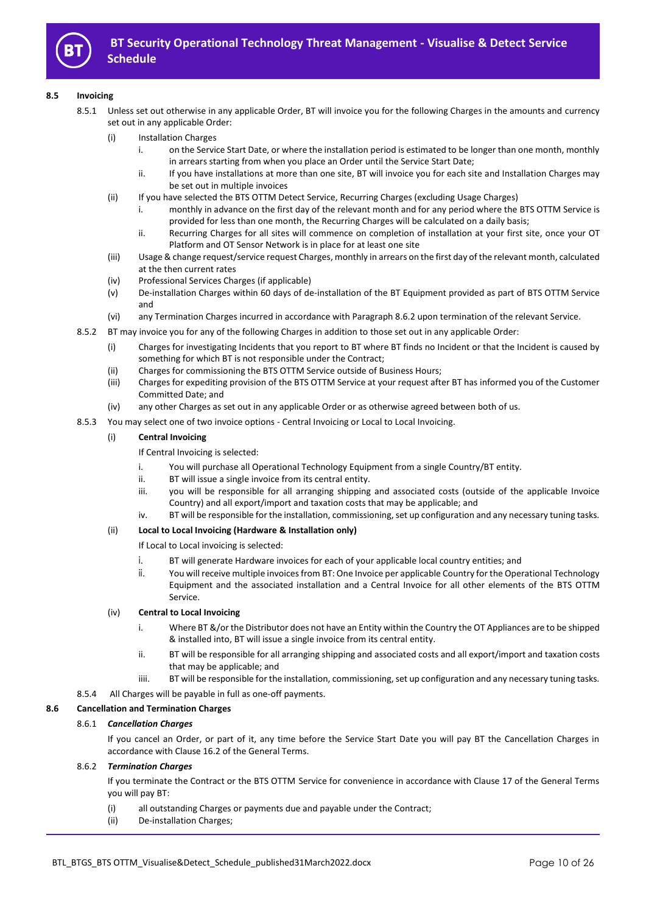### 8.5 Invoicing

8.5.1 Unless set out otherwise in any applicable Order, BT will invoice you for the following Charges in the amounts and currency set out in any applicable Order:

(i) Installation Charges

i. on the Service Start Date, or where the installation period is estimated to be longer than one month, monthly in arrears starting from when you place an Order until the Service Start Date;

ii. If you have installations at more than one site, BT will invoice you for each site and Installation Charges may be set out in multiple invoices

(ii) If you have selected the BTS OTTM Detect Service, Recurring Charges (excluding Usage Charges)

i. monthly in advance on the first day of the relevant month and for any period where the BTS OTTM Service is provided for less than one month, the Recurring Charges will be calculated on a daily basis;

ii. Recurring Charges for all sites will commence on completion of installation at your first site, once your OT Platform and OT Sensor Network is in place for at least one site

(iii) Usage & change request/service request Charges, monthly in arrears on the first day of the relevant month, calculated at the then current rates

(iv) Professional Services Charges (if applicable)

(v) De-installation Charges within 60 days of de-installation of the BT Equipment provided as part of BTS OTTM Service and

(vi) any Termination Charges incurred in accordance with Paragraph 8.6.2 upon termination of the relevant Service.

8.5.2 BT may invoice you for any of the following Charges in addition to those set out in any applicable Order:

(i) Charges for investigating Incidents that you report to BT where BT finds no Incident or that the Incident is caused by something for which BT is not responsible under the Contract;

(ii) Charges for commissioning the BTS OTTM Service outside of Business Hours;

(iii) Charges for expediting provision of the BTS OTTM Service at your request after BT has informed you of the Customer Committed Date; and

(iv) any other Charges as set out in any applicable Order or as otherwise agreed between both of us.

8.5.3 You may select one of two invoice options - Central Invoicing or Local to Local Invoicing.

(i) **Central Invoicing**

If Central Invoicing is selected:

i. You will purchase all Operational Technology Equipment from a single Country/BT entity.

ii. BT will issue a single invoice from its central entity.

iii. you will be responsible for all arranging shipping and associated costs (outside of the applicable Invoice Country) and all export/import and taxation costs that may be applicable; and

iv. BT will be responsible for the installation, commissioning, set up configuration and any necessary tuning tasks.

(ii) **Local to Local Invoicing (Hardware & Installation only)**

If Local to Local invoicing is selected:

i. BT will generate Hardware invoices for each of your applicable local country entities; and

ii. You will receive multiple invoices from BT: One Invoice per applicable Country for the Operational Technology Equipment and the associated installation and a Central Invoice for all other elements of the BTS OTTM Service.

(iv) **Central to Local Invoicing**

i. Where BT &/or the Distributor does not have an Entity within the Country the OT Appliances are to be shipped & installed into, BT will issue a single invoice from its central entity.

ii. BT will be responsible for all arranging shipping and associated costs and all export/import and taxation costs that may be applicable; and

iiii. BT will be responsible for the installation, commissioning, set up configuration and any necessary tuning tasks.

8.5.4 All Charges will be payable in full as one-off payments.

### 8.6 Cancellation and Termination Charges

8.6.1 ***Cancellation Charges***

If you cancel an Order, or part of it, any time before the Service Start Date you will pay BT the Cancellation Charges in accordance with Clause 16.2 of the General Terms.

8.6.2 ***Termination Charges***

If you terminate the Contract or the BTS OTTM Service for convenience in accordance with Clause 17 of the General Terms you will pay BT:

(i) all outstanding Charges or payments due and payable under the Contract;

(ii) De-installation Charges;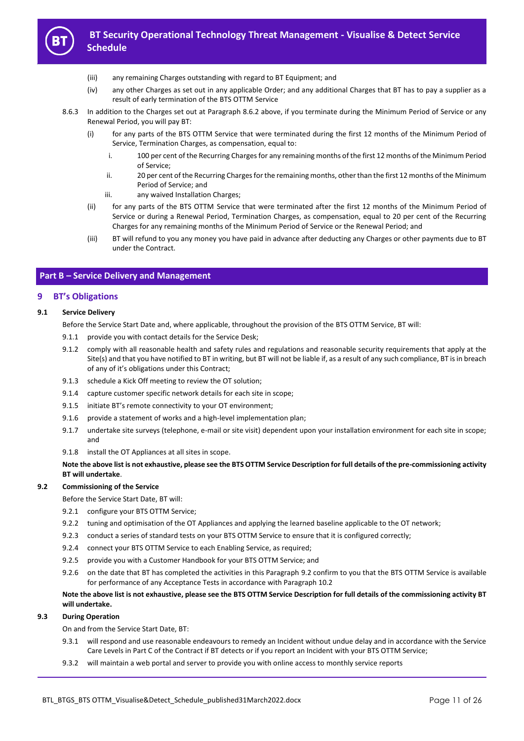(iii) any remaining Charges outstanding with regard to BT Equipment; and

(iv) any other Charges as set out in any applicable Order; and any additional Charges that BT has to pay a supplier as a result of early termination of the BTS OTTM Service

8.6.3 In addition to the Charges set out at Paragraph 8.6.2 above, if you terminate during the Minimum Period of Service or any Renewal Period, you will pay BT:

(i) for any parts of the BTS OTTM Service that were terminated during the first 12 months of the Minimum Period of Service, Termination Charges, as compensation, equal to:

i. 100 per cent of the Recurring Charges for any remaining months of the first 12 months of the Minimum Period of Service;

ii. 20 per cent of the Recurring Charges for the remaining months, other than the first 12 months of the Minimum Period of Service; and

iii. any waived Installation Charges;

(ii) for any parts of the BTS OTTM Service that were terminated after the first 12 months of the Minimum Period of Service or during a Renewal Period, Termination Charges, as compensation, equal to 20 per cent of the Recurring Charges for any remaining months of the Minimum Period of Service or the Renewal Period; and

(iii) BT will refund to you any money you have paid in advance after deducting any Charges or other payments due to BT under the Contract.

## Part B – Service Delivery and Management

## 9 BT's Obligations

### 9.1 Service Delivery

Before the Service Start Date and, where applicable, throughout the provision of the BTS OTTM Service, BT will:

9.1.1 provide you with contact details for the Service Desk;

9.1.2 comply with all reasonable health and safety rules and regulations and reasonable security requirements that apply at the Site(s) and that you have notified to BT in writing, but BT will not be liable if, as a result of any such compliance, BT is in breach of any of it's obligations under this Contract;

9.1.3 schedule a Kick Off meeting to review the OT solution;

9.1.4 capture customer specific network details for each site in scope;

9.1.5 initiate BT's remote connectivity to your OT environment;

9.1.6 provide a statement of works and a high-level implementation plan;

9.1.7 undertake site surveys (telephone, e-mail or site visit) dependent upon your installation environment for each site in scope; and

9.1.8 install the OT Appliances at all sites in scope.

**Note the above list is not exhaustive, please see the BTS OTTM Service Description for full details of the pre-commissioning activity BT will undertake**.

### 9.2 Commissioning of the Service

Before the Service Start Date, BT will:

9.2.1 configure your BTS OTTM Service;

9.2.2 tuning and optimisation of the OT Appliances and applying the learned baseline applicable to the OT network;

9.2.3 conduct a series of standard tests on your BTS OTTM Service to ensure that it is configured correctly;

9.2.4 connect your BTS OTTM Service to each Enabling Service, as required;

9.2.5 provide you with a Customer Handbook for your BTS OTTM Service; and

9.2.6 on the date that BT has completed the activities in this Paragraph 9.2 confirm to you that the BTS OTTM Service is available for performance of any Acceptance Tests in accordance with Paragraph 10.2

**Note the above list is not exhaustive, please see the BTS OTTM Service Description for full details of the commissioning activity BT will undertake.**

### 9.3 During Operation

On and from the Service Start Date, BT:

9.3.1 will respond and use reasonable endeavours to remedy an Incident without undue delay and in accordance with the Service Care Levels in Part C of the Contract if BT detects or if you report an Incident with your BTS OTTM Service;

9.3.2 will maintain a web portal and server to provide you with online access to monthly service reports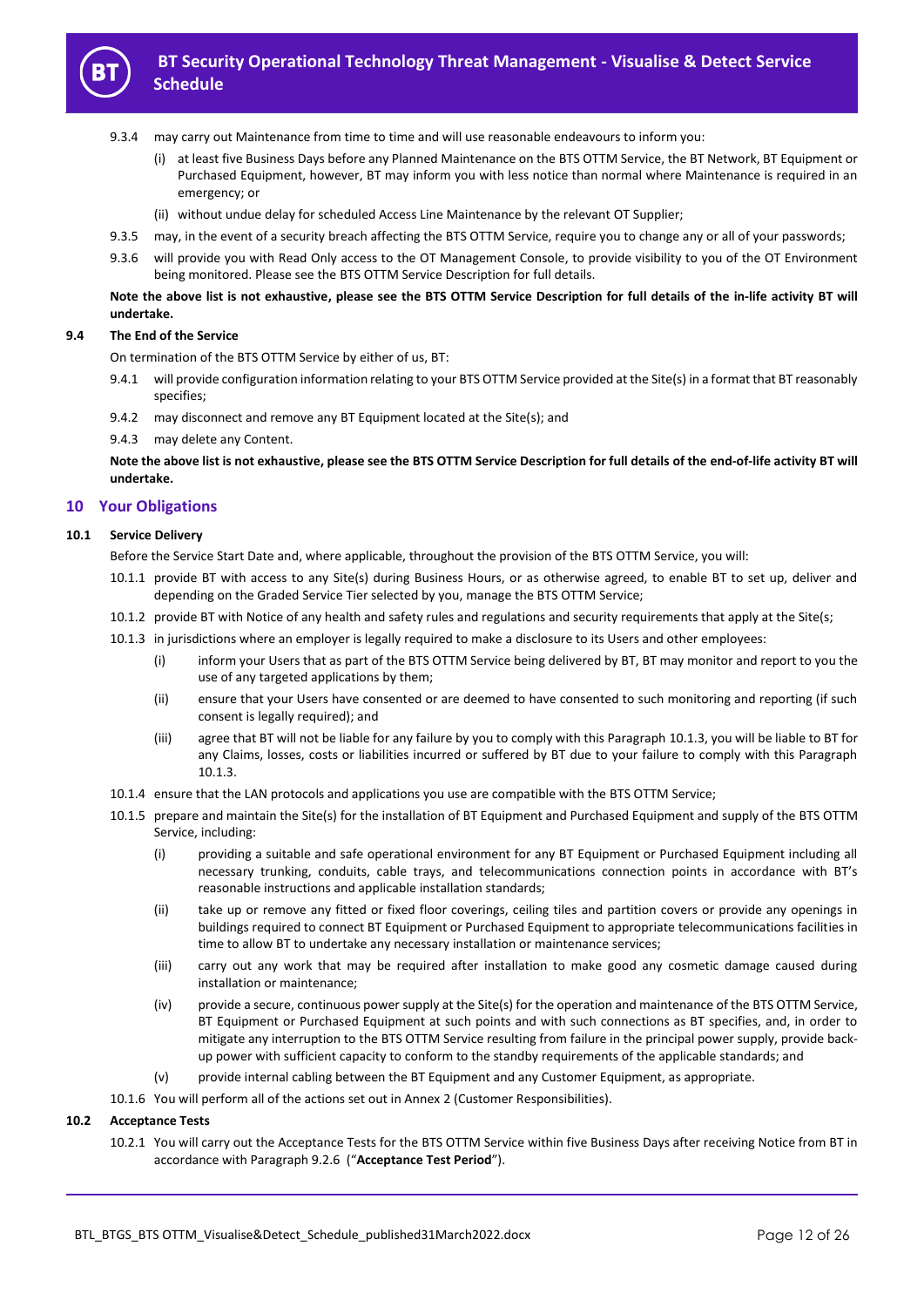9.3.4 may carry out Maintenance from time to time and will use reasonable endeavours to inform you:

(i) at least five Business Days before any Planned Maintenance on the BTS OTTM Service, the BT Network, BT Equipment or Purchased Equipment, however, BT may inform you with less notice than normal where Maintenance is required in an emergency; or

(ii) without undue delay for scheduled Access Line Maintenance by the relevant OT Supplier;

9.3.5 may, in the event of a security breach affecting the BTS OTTM Service, require you to change any or all of your passwords;

9.3.6 will provide you with Read Only access to the OT Management Console, to provide visibility to you of the OT Environment being monitored. Please see the BTS OTTM Service Description for full details.

**Note the above list is not exhaustive, please see the BTS OTTM Service Description for full details of the in-life activity BT will undertake.**

### 9.4 The End of the Service

On termination of the BTS OTTM Service by either of us, BT:

9.4.1 will provide configuration information relating to your BTS OTTM Service provided at the Site(s) in a format that BT reasonably specifies;

9.4.2 may disconnect and remove any BT Equipment located at the Site(s); and

9.4.3 may delete any Content.

**Note the above list is not exhaustive, please see the BTS OTTM Service Description for full details of the end-of-life activity BT will undertake.**

## 10 Your Obligations

### 10.1 Service Delivery

Before the Service Start Date and, where applicable, throughout the provision of the BTS OTTM Service, you will:

10.1.1 provide BT with access to any Site(s) during Business Hours, or as otherwise agreed, to enable BT to set up, deliver and depending on the Graded Service Tier selected by you, manage the BTS OTTM Service;

10.1.2 provide BT with Notice of any health and safety rules and regulations and security requirements that apply at the Site(s;

10.1.3 in jurisdictions where an employer is legally required to make a disclosure to its Users and other employees:

(i) inform your Users that as part of the BTS OTTM Service being delivered by BT, BT may monitor and report to you the use of any targeted applications by them;

(ii) ensure that your Users have consented or are deemed to have consented to such monitoring and reporting (if such consent is legally required); and

(iii) agree that BT will not be liable for any failure by you to comply with this Paragraph 10.1.3, you will be liable to BT for any Claims, losses, costs or liabilities incurred or suffered by BT due to your failure to comply with this Paragraph 10.1.3.

10.1.4 ensure that the LAN protocols and applications you use are compatible with the BTS OTTM Service;

10.1.5 prepare and maintain the Site(s) for the installation of BT Equipment and Purchased Equipment and supply of the BTS OTTM Service, including:

(i) providing a suitable and safe operational environment for any BT Equipment or Purchased Equipment including all necessary trunking, conduits, cable trays, and telecommunications connection points in accordance with BT's reasonable instructions and applicable installation standards;

(ii) take up or remove any fitted or fixed floor coverings, ceiling tiles and partition covers or provide any openings in buildings required to connect BT Equipment or Purchased Equipment to appropriate telecommunications facilities in time to allow BT to undertake any necessary installation or maintenance services;

(iii) carry out any work that may be required after installation to make good any cosmetic damage caused during installation or maintenance;

(iv) provide a secure, continuous power supply at the Site(s) for the operation and maintenance of the BTS OTTM Service, BT Equipment or Purchased Equipment at such points and with such connections as BT specifies, and, in order to mitigate any interruption to the BTS OTTM Service resulting from failure in the principal power supply, provide back-up power with sufficient capacity to conform to the standby requirements of the applicable standards; and

(v) provide internal cabling between the BT Equipment and any Customer Equipment, as appropriate.

10.1.6 You will perform all of the actions set out in Annex 2 (Customer Responsibilities).

### 10.2 Acceptance Tests

10.2.1 You will carry out the Acceptance Tests for the BTS OTTM Service within five Business Days after receiving Notice from BT in accordance with Paragraph 9.2.6 ("**Acceptance Test Period**").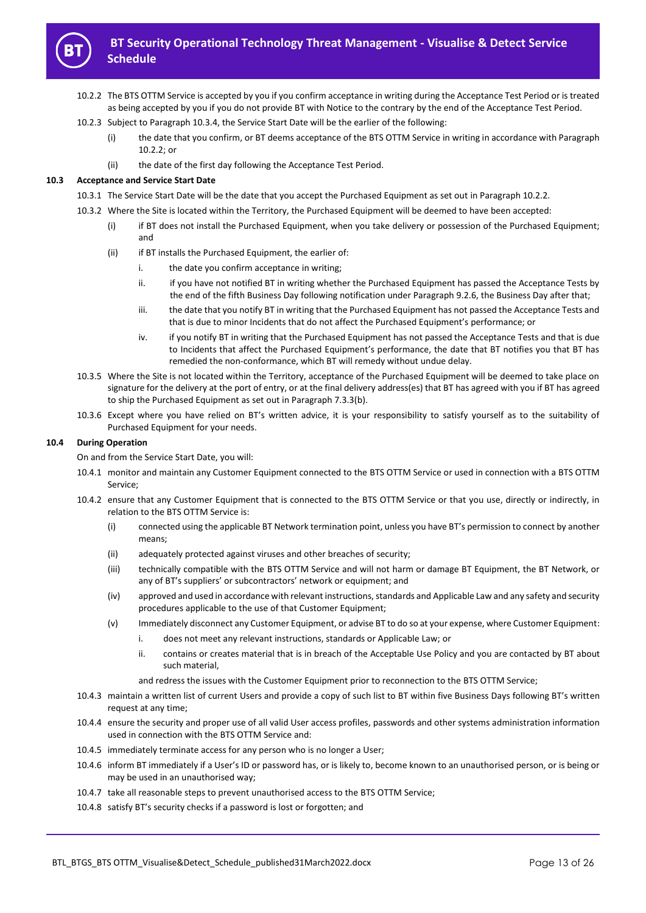10.2.2 The BTS OTTM Service is accepted by you if you confirm acceptance in writing during the Acceptance Test Period or is treated as being accepted by you if you do not provide BT with Notice to the contrary by the end of the Acceptance Test Period.

10.2.3 Subject to Paragraph 10.3.4, the Service Start Date will be the earlier of the following:

(i) the date that you confirm, or BT deems acceptance of the BTS OTTM Service in writing in accordance with Paragraph 10.2.2; or

(ii) the date of the first day following the Acceptance Test Period.

**10.3 Acceptance and Service Start Date**

10.3.1 The Service Start Date will be the date that you accept the Purchased Equipment as set out in Paragraph 10.2.2.

10.3.2 Where the Site is located within the Territory, the Purchased Equipment will be deemed to have been accepted:

(i) if BT does not install the Purchased Equipment, when you take delivery or possession of the Purchased Equipment; and

(ii) if BT installs the Purchased Equipment, the earlier of:

i. the date you confirm acceptance in writing;

ii. if you have not notified BT in writing whether the Purchased Equipment has passed the Acceptance Tests by the end of the fifth Business Day following notification under Paragraph 9.2.6, the Business Day after that;

iii. the date that you notify BT in writing that the Purchased Equipment has not passed the Acceptance Tests and that is due to minor Incidents that do not affect the Purchased Equipment's performance; or

iv. if you notify BT in writing that the Purchased Equipment has not passed the Acceptance Tests and that is due to Incidents that affect the Purchased Equipment's performance, the date that BT notifies you that BT has remedied the non-conformance, which BT will remedy without undue delay.

10.3.5 Where the Site is not located within the Territory, acceptance of the Purchased Equipment will be deemed to take place on signature for the delivery at the port of entry, or at the final delivery address(es) that BT has agreed with you if BT has agreed to ship the Purchased Equipment as set out in Paragraph 7.3.3(b).

10.3.6 Except where you have relied on BT's written advice, it is your responsibility to satisfy yourself as to the suitability of Purchased Equipment for your needs.

**10.4 During Operation**

On and from the Service Start Date, you will:

10.4.1 monitor and maintain any Customer Equipment connected to the BTS OTTM Service or used in connection with a BTS OTTM Service;

10.4.2 ensure that any Customer Equipment that is connected to the BTS OTTM Service or that you use, directly or indirectly, in relation to the BTS OTTM Service is:

(i) connected using the applicable BT Network termination point, unless you have BT's permission to connect by another means;

(ii) adequately protected against viruses and other breaches of security;

(iii) technically compatible with the BTS OTTM Service and will not harm or damage BT Equipment, the BT Network, or any of BT's suppliers' or subcontractors' network or equipment; and

(iv) approved and used in accordance with relevant instructions, standards and Applicable Law and any safety and security procedures applicable to the use of that Customer Equipment;

(v) Immediately disconnect any Customer Equipment, or advise BT to do so at your expense, where Customer Equipment:

i. does not meet any relevant instructions, standards or Applicable Law; or

ii. contains or creates material that is in breach of the Acceptable Use Policy and you are contacted by BT about such material,

and redress the issues with the Customer Equipment prior to reconnection to the BTS OTTM Service;

10.4.3 maintain a written list of current Users and provide a copy of such list to BT within five Business Days following BT's written request at any time;

10.4.4 ensure the security and proper use of all valid User access profiles, passwords and other systems administration information used in connection with the BTS OTTM Service and:

10.4.5 immediately terminate access for any person who is no longer a User;

10.4.6 inform BT immediately if a User's ID or password has, or is likely to, become known to an unauthorised person, or is being or may be used in an unauthorised way;

10.4.7 take all reasonable steps to prevent unauthorised access to the BTS OTTM Service;

10.4.8 satisfy BT's security checks if a password is lost or forgotten; and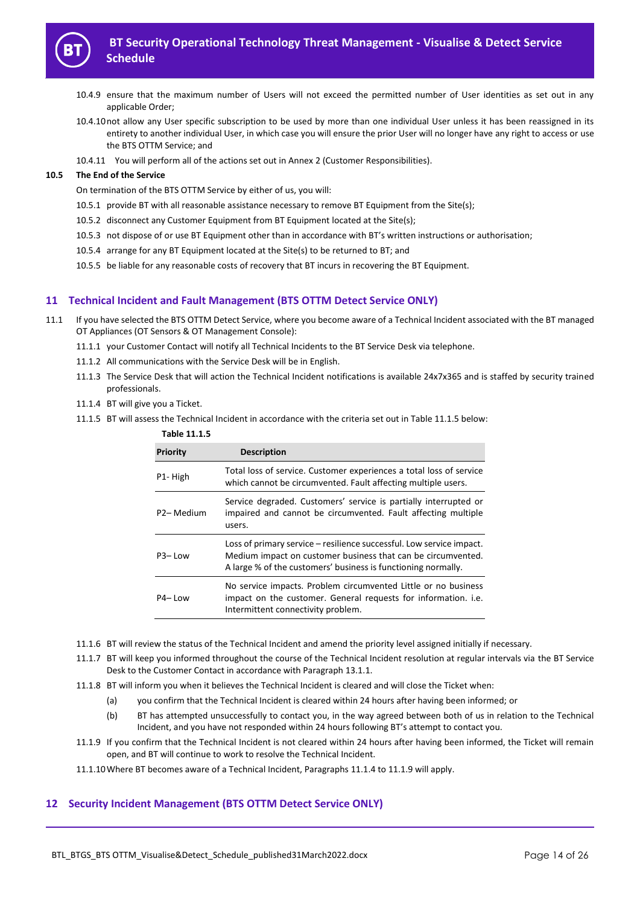10.4.9 ensure that the maximum number of Users will not exceed the permitted number of User identities as set out in any applicable Order;

10.4.10 not allow any User specific subscription to be used by more than one individual User unless it has been reassigned in its entirety to another individual User, in which case you will ensure the prior User will no longer have any right to access or use the BTS OTTM Service; and

10.4.11 You will perform all of the actions set out in Annex 2 (Customer Responsibilities).

**10.5 The End of the Service**

On termination of the BTS OTTM Service by either of us, you will:

10.5.1 provide BT with all reasonable assistance necessary to remove BT Equipment from the Site(s);

10.5.2 disconnect any Customer Equipment from BT Equipment located at the Site(s);

10.5.3 not dispose of or use BT Equipment other than in accordance with BT's written instructions or authorisation;

10.5.4 arrange for any BT Equipment located at the Site(s) to be returned to BT; and

10.5.5 be liable for any reasonable costs of recovery that BT incurs in recovering the BT Equipment.

## 11 Technical Incident and Fault Management (BTS OTTM Detect Service ONLY)

11.1 If you have selected the BTS OTTM Detect Service, where you become aware of a Technical Incident associated with the BT managed OT Appliances (OT Sensors & OT Management Console):

11.1.1 your Customer Contact will notify all Technical Incidents to the BT Service Desk via telephone.

11.1.2 All communications with the Service Desk will be in English.

11.1.3 The Service Desk that will action the Technical Incident notifications is available 24x7x365 and is staffed by security trained professionals.

11.1.4 BT will give you a Ticket.

11.1.5 BT will assess the Technical Incident in accordance with the criteria set out in Table 11.1.5 below:

**Table 11.1.5**

| Priority | Description |
|---|---|
| P1- High | Total loss of service. Customer experiences a total loss of service which cannot be circumvented. Fault affecting multiple users. |
| P2– Medium | Service degraded. Customers' service is partially interrupted or impaired and cannot be circumvented. Fault affecting multiple users. |
| P3– Low | Loss of primary service – resilience successful. Low service impact. Medium impact on customer business that can be circumvented. A large % of the customers' business is functioning normally. |
| P4– Low | No service impacts. Problem circumvented Little or no business impact on the customer. General requests for information. i.e. Intermittent connectivity problem. |

11.1.6 BT will review the status of the Technical Incident and amend the priority level assigned initially if necessary.

11.1.7 BT will keep you informed throughout the course of the Technical Incident resolution at regular intervals via the BT Service Desk to the Customer Contact in accordance with Paragraph 13.1.1.

11.1.8 BT will inform you when it believes the Technical Incident is cleared and will close the Ticket when:

(a) you confirm that the Technical Incident is cleared within 24 hours after having been informed; or

(b) BT has attempted unsuccessfully to contact you, in the way agreed between both of us in relation to the Technical Incident, and you have not responded within 24 hours following BT's attempt to contact you.

11.1.9 If you confirm that the Technical Incident is not cleared within 24 hours after having been informed, the Ticket will remain open, and BT will continue to work to resolve the Technical Incident.

11.1.10 Where BT becomes aware of a Technical Incident, Paragraphs 11.1.4 to 11.1.9 will apply.

## 12 Security Incident Management (BTS OTTM Detect Service ONLY)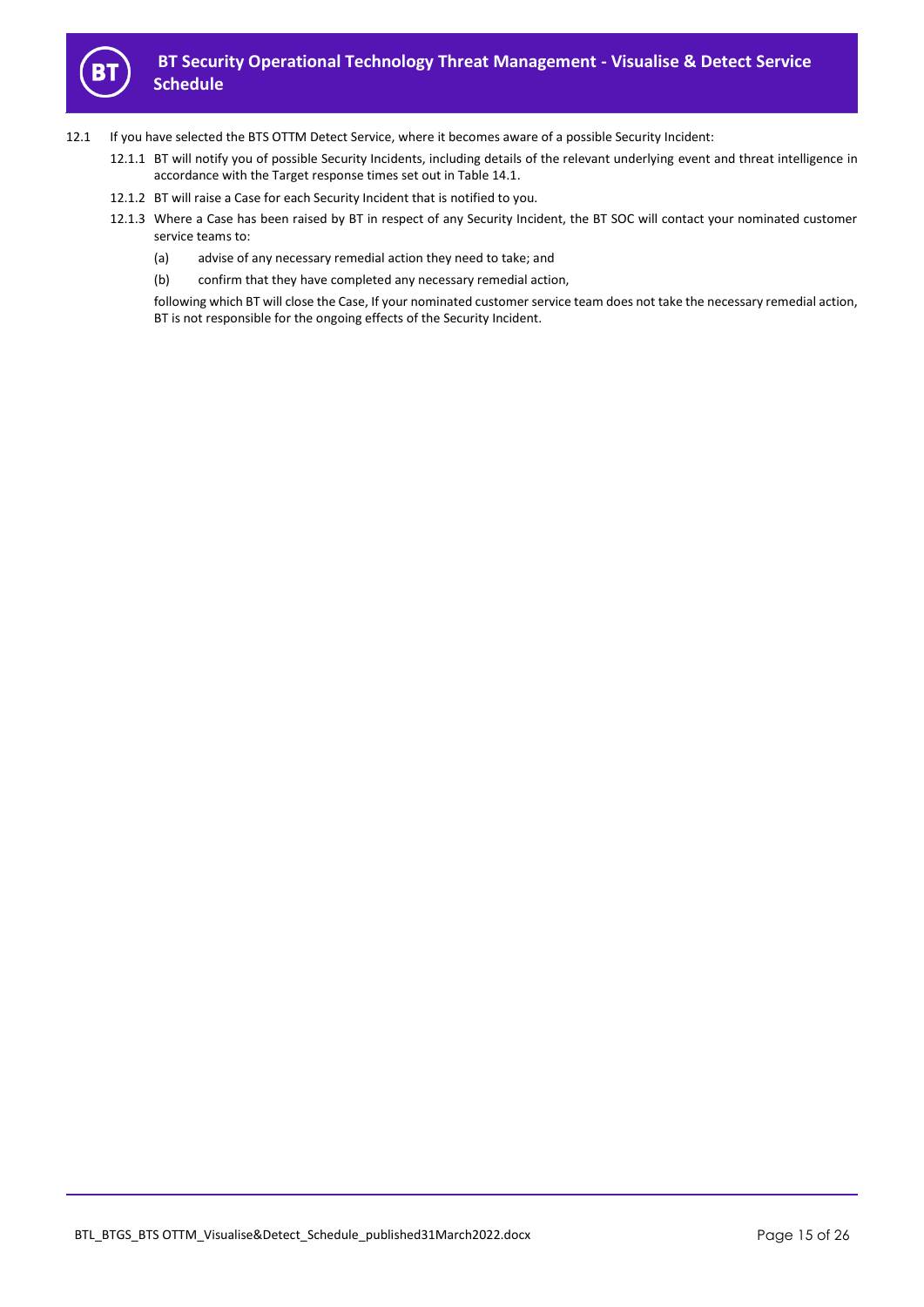12.1 If you have selected the BTS OTTM Detect Service, where it becomes aware of a possible Security Incident:

12.1.1 BT will notify you of possible Security Incidents, including details of the relevant underlying event and threat intelligence in accordance with the Target response times set out in Table 14.1.

12.1.2 BT will raise a Case for each Security Incident that is notified to you.

12.1.3 Where a Case has been raised by BT in respect of any Security Incident, the BT SOC will contact your nominated customer service teams to:

(a) advise of any necessary remedial action they need to take; and

(b) confirm that they have completed any necessary remedial action,

following which BT will close the Case, If your nominated customer service team does not take the necessary remedial action, BT is not responsible for the ongoing effects of the Security Incident.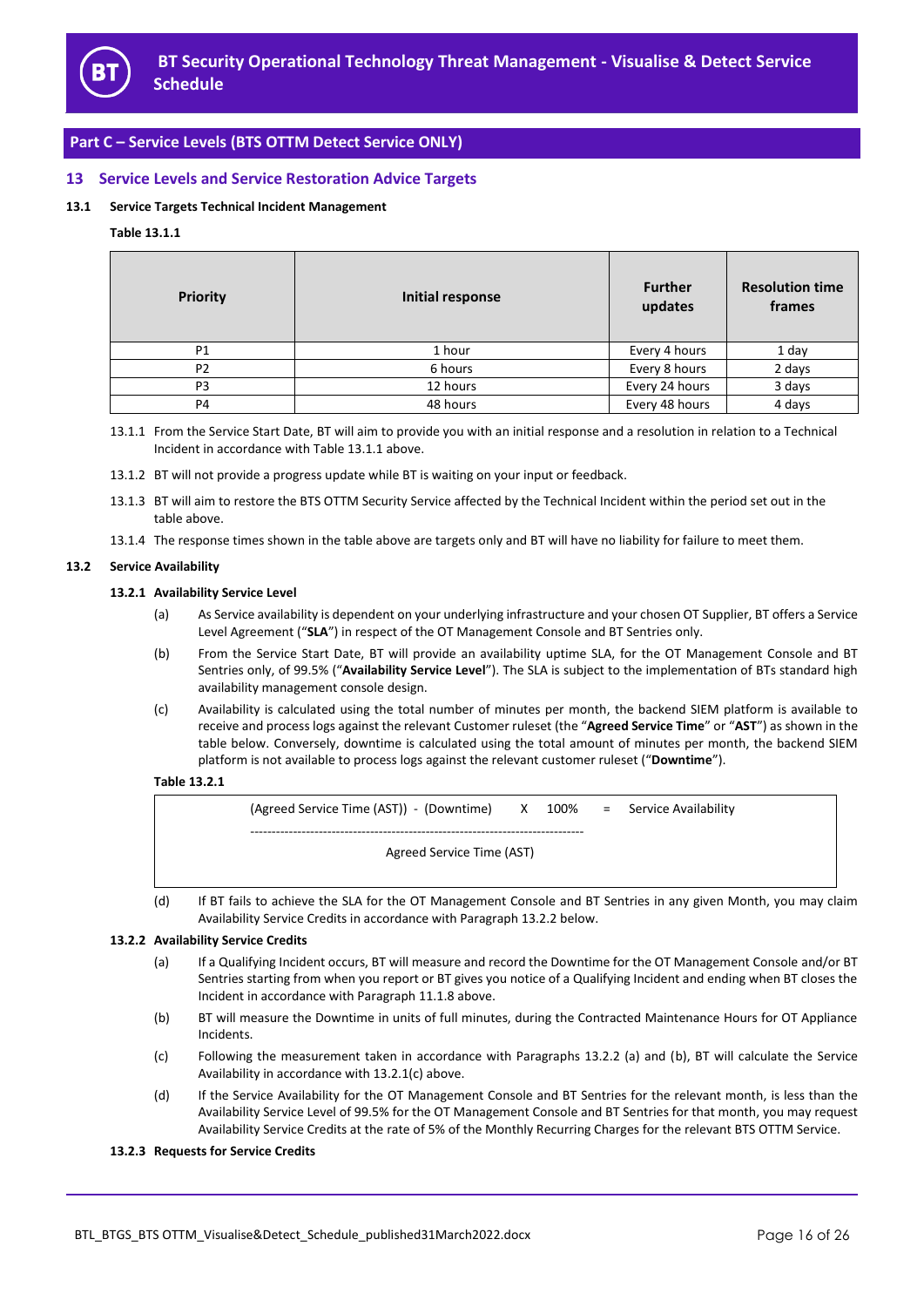## Part C – Service Levels (BTS OTTM Detect Service ONLY)

## 13 Service Levels and Service Restoration Advice Targets

**13.1 Service Targets Technical Incident Management**

**Table 13.1.1**

| Priority | Initial response | Further updates | Resolution time frames |
|---|---|---|---|
| P1 | 1 hour | Every 4 hours | 1 day |
| P2 | 6 hours | Every 8 hours | 2 days |
| P3 | 12 hours | Every 24 hours | 3 days |
| P4 | 48 hours | Every 48 hours | 4 days |

13.1.1 From the Service Start Date, BT will aim to provide you with an initial response and a resolution in relation to a Technical Incident in accordance with Table 13.1.1 above.

13.1.2 BT will not provide a progress update while BT is waiting on your input or feedback.

13.1.3 BT will aim to restore the BTS OTTM Security Service affected by the Technical Incident within the period set out in the table above.

13.1.4 The response times shown in the table above are targets only and BT will have no liability for failure to meet them.

**13.2 Service Availability**

**13.2.1 Availability Service Level**

(a) As Service availability is dependent on your underlying infrastructure and your chosen OT Supplier, BT offers a Service Level Agreement ("**SLA**") in respect of the OT Management Console and BT Sentries only.

(b) From the Service Start Date, BT will provide an availability uptime SLA, for the OT Management Console and BT Sentries only, of 99.5% ("**Availability Service Level**"). The SLA is subject to the implementation of BTs standard high availability management console design.

(c) Availability is calculated using the total number of minutes per month, the backend SIEM platform is available to receive and process logs against the relevant Customer ruleset (the "**Agreed Service Time**" or "**AST**") as shown in the table below. Conversely, downtime is calculated using the total amount of minutes per month, the backend SIEM platform is not available to process logs against the relevant customer ruleset ("**Downtime**").

**Table 13.2.1**

$$\frac{(\text{Agreed Service Time (AST)}) - (\text{Downtime})}{\text{Agreed Service Time (AST)}} \times 100\% = \text{Service Availability}$$

(d) If BT fails to achieve the SLA for the OT Management Console and BT Sentries in any given Month, you may claim Availability Service Credits in accordance with Paragraph 13.2.2 below.

**13.2.2 Availability Service Credits**

(a) If a Qualifying Incident occurs, BT will measure and record the Downtime for the OT Management Console and/or BT Sentries starting from when you report or BT gives you notice of a Qualifying Incident and ending when BT closes the Incident in accordance with Paragraph 11.1.8 above.

(b) BT will measure the Downtime in units of full minutes, during the Contracted Maintenance Hours for OT Appliance Incidents.

(c) Following the measurement taken in accordance with Paragraphs 13.2.2 (a) and (b), BT will calculate the Service Availability in accordance with 13.2.1(c) above.

(d) If the Service Availability for the OT Management Console and BT Sentries for the relevant month, is less than the Availability Service Level of 99.5% for the OT Management Console and BT Sentries for that month, you may request Availability Service Credits at the rate of 5% of the Monthly Recurring Charges for the relevant BTS OTTM Service.

**13.2.3 Requests for Service Credits**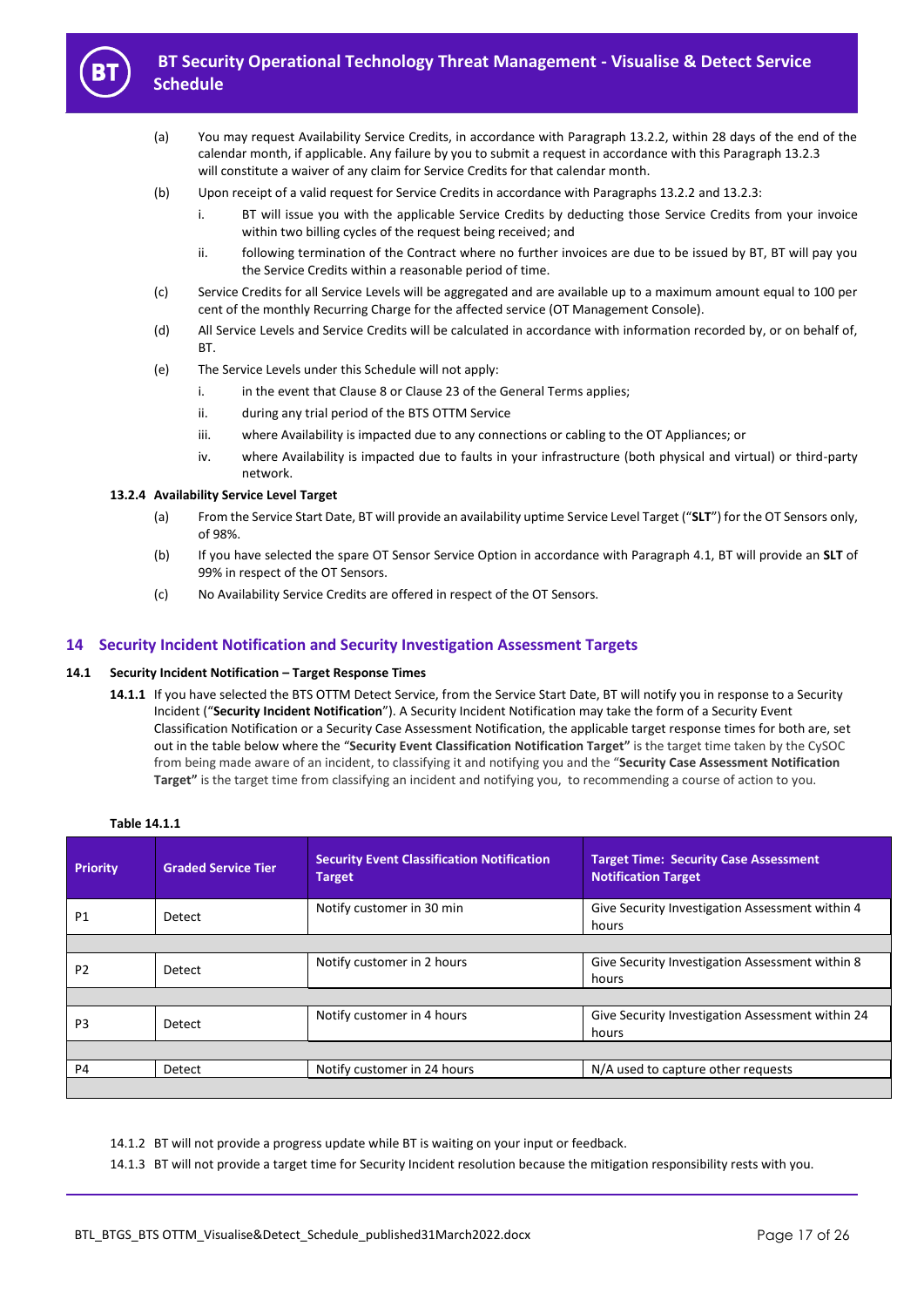(a) You may request Availability Service Credits, in accordance with Paragraph 13.2.2, within 28 days of the end of the calendar month, if applicable. Any failure by you to submit a request in accordance with this Paragraph 13.2.3 will constitute a waiver of any claim for Service Credits for that calendar month.

(b) Upon receipt of a valid request for Service Credits in accordance with Paragraphs 13.2.2 and 13.2.3:

i. BT will issue you with the applicable Service Credits by deducting those Service Credits from your invoice within two billing cycles of the request being received; and

ii. following termination of the Contract where no further invoices are due to be issued by BT, BT will pay you the Service Credits within a reasonable period of time.

(c) Service Credits for all Service Levels will be aggregated and are available up to a maximum amount equal to 100 per cent of the monthly Recurring Charge for the affected service (OT Management Console).

(d) All Service Levels and Service Credits will be calculated in accordance with information recorded by, or on behalf of, BT.

(e) The Service Levels under this Schedule will not apply:

i. in the event that Clause 8 or Clause 23 of the General Terms applies;

ii. during any trial period of the BTS OTTM Service

iii. where Availability is impacted due to any connections or cabling to the OT Appliances; or

iv. where Availability is impacted due to faults in your infrastructure (both physical and virtual) or third-party network.

**13.2.4 Availability Service Level Target**

(a) From the Service Start Date, BT will provide an availability uptime Service Level Target ("**SLT**") for the OT Sensors only, of 98%.

(b) If you have selected the spare OT Sensor Service Option in accordance with Paragraph 4.1, BT will provide an **SLT** of 99% in respect of the OT Sensors.

(c) No Availability Service Credits are offered in respect of the OT Sensors.

## 14 Security Incident Notification and Security Investigation Assessment Targets

### 14.1 Security Incident Notification – Target Response Times

**14.1.1** If you have selected the BTS OTTM Detect Service, from the Service Start Date, BT will notify you in response to a Security Incident ("**Security Incident Notification**"). A Security Incident Notification may take the form of a Security Event Classification Notification or a Security Case Assessment Notification, the applicable target response times for both are, set out in the table below where the "**Security Event Classification Notification Target"** is the target time taken by the CySOC from being made aware of an incident, to classifying it and notifying you and the "**Security Case Assessment Notification Target"** is the target time from classifying an incident and notifying you, to recommending a course of action to you.

**Table 14.1.1**

| Priority | Graded Service Tier | Security Event Classification Notification Target | Target Time: Security Case Assessment Notification Target |
|---|---|---|---|
| P1 | Detect | Notify customer in 30 min | Give Security Investigation Assessment within 4 hours |
| P2 | Detect | Notify customer in 2 hours | Give Security Investigation Assessment within 8 hours |
| P3 | Detect | Notify customer in 4 hours | Give Security Investigation Assessment within 24 hours |
| P4 | Detect | Notify customer in 24 hours | N/A used to capture other requests |

14.1.2 BT will not provide a progress update while BT is waiting on your input or feedback.

14.1.3 BT will not provide a target time for Security Incident resolution because the mitigation responsibility rests with you.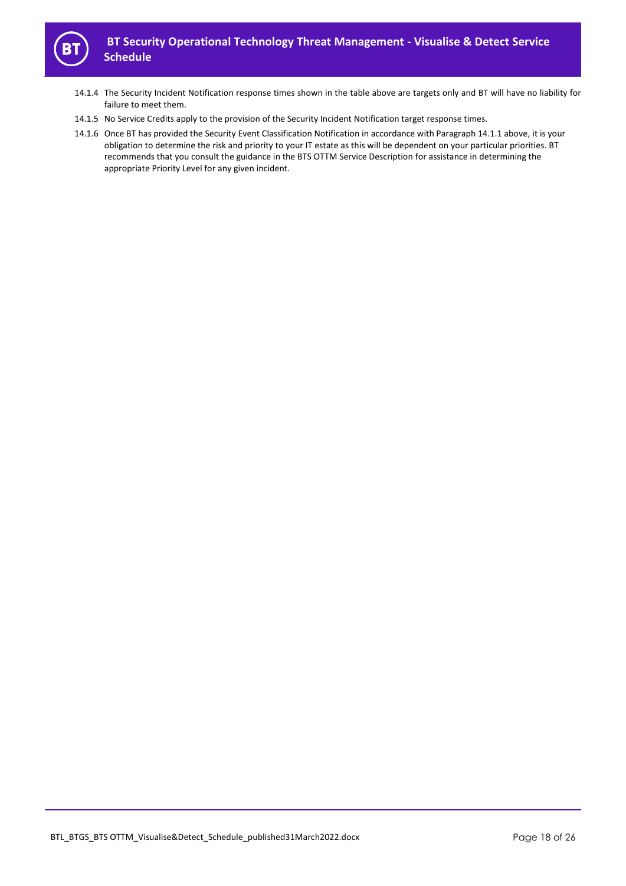14.1.4 The Security Incident Notification response times shown in the table above are targets only and BT will have no liability for failure to meet them.

14.1.5 No Service Credits apply to the provision of the Security Incident Notification target response times.

14.1.6 Once BT has provided the Security Event Classification Notification in accordance with Paragraph 14.1.1 above, it is your obligation to determine the risk and priority to your IT estate as this will be dependent on your particular priorities. BT recommends that you consult the guidance in the BTS OTTM Service Description for assistance in determining the appropriate Priority Level for any given incident.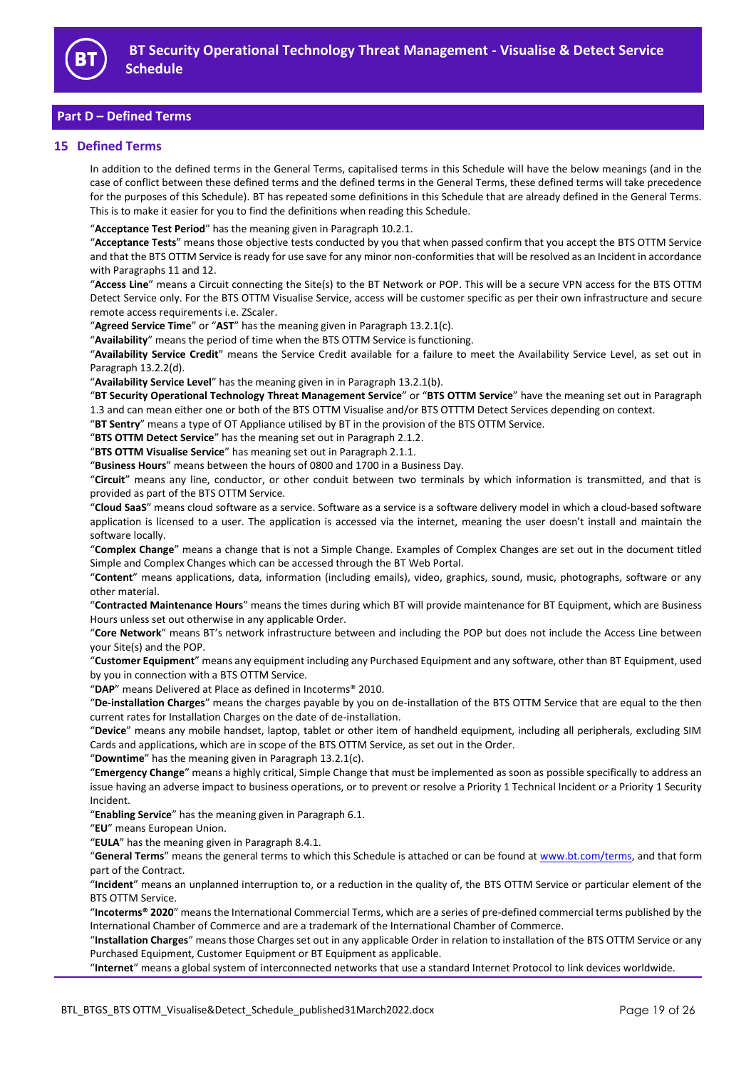## Part D – Defined Terms

### 15 Defined Terms

In addition to the defined terms in the General Terms, capitalised terms in this Schedule will have the below meanings (and in the case of conflict between these defined terms and the defined terms in the General Terms, these defined terms will take precedence for the purposes of this Schedule). BT has repeated some definitions in this Schedule that are already defined in the General Terms. This is to make it easier for you to find the definitions when reading this Schedule.

"**Acceptance Test Period**" has the meaning given in Paragraph 10.2.1.

"**Acceptance Tests**" means those objective tests conducted by you that when passed confirm that you accept the BTS OTTM Service and that the BTS OTTM Service is ready for use save for any minor non-conformities that will be resolved as an Incident in accordance with Paragraphs 11 and 12.

"**Access Line**" means a Circuit connecting the Site(s) to the BT Network or POP. This will be a secure VPN access for the BTS OTTM Detect Service only. For the BTS OTTM Visualise Service, access will be customer specific as per their own infrastructure and secure remote access requirements i.e. ZScaler.

"**Agreed Service Time**" or "**AST**" has the meaning given in Paragraph 13.2.1(c).

"**Availability**" means the period of time when the BTS OTTM Service is functioning.

"**Availability Service Credit**" means the Service Credit available for a failure to meet the Availability Service Level, as set out in Paragraph 13.2.2(d).

"**Availability Service Level**" has the meaning given in in Paragraph 13.2.1(b).

"**BT Security Operational Technology Threat Management Service**" or "**BTS OTTM Service**" have the meaning set out in Paragraph 1.3 and can mean either one or both of the BTS OTTM Visualise and/or BTS OTTTM Detect Services depending on context.

"**BT Sentry**" means a type of OT Appliance utilised by BT in the provision of the BTS OTTM Service.

"**BTS OTTM Detect Service**" has the meaning set out in Paragraph 2.1.2.

"**BTS OTTM Visualise Service**" has meaning set out in Paragraph 2.1.1.

"**Business Hours**" means between the hours of 0800 and 1700 in a Business Day.

"**Circuit**" means any line, conductor, or other conduit between two terminals by which information is transmitted, and that is provided as part of the BTS OTTM Service.

"**Cloud SaaS**" means cloud software as a service. Software as a service is a software delivery model in which a cloud-based software application is licensed to a user. The application is accessed via the internet, meaning the user doesn't install and maintain the software locally.

"**Complex Change**" means a change that is not a Simple Change. Examples of Complex Changes are set out in the document titled Simple and Complex Changes which can be accessed through the BT Web Portal.

"**Content**" means applications, data, information (including emails), video, graphics, sound, music, photographs, software or any other material.

"**Contracted Maintenance Hours**" means the times during which BT will provide maintenance for BT Equipment, which are Business Hours unless set out otherwise in any applicable Order.

"**Core Network**" means BT's network infrastructure between and including the POP but does not include the Access Line between your Site(s) and the POP.

"**Customer Equipment**" means any equipment including any Purchased Equipment and any software, other than BT Equipment, used by you in connection with a BTS OTTM Service.

"**DAP**" means Delivered at Place as defined in Incoterms® 2010.

"**De-installation Charges**" means the charges payable by you on de-installation of the BTS OTTM Service that are equal to the then current rates for Installation Charges on the date of de-installation.

"**Device**" means any mobile handset, laptop, tablet or other item of handheld equipment, including all peripherals, excluding SIM Cards and applications, which are in scope of the BTS OTTM Service, as set out in the Order.

"**Downtime**" has the meaning given in Paragraph 13.2.1(c).

"**Emergency Change**" means a highly critical, Simple Change that must be implemented as soon as possible specifically to address an issue having an adverse impact to business operations, or to prevent or resolve a Priority 1 Technical Incident or a Priority 1 Security Incident.

"**Enabling Service**" has the meaning given in Paragraph 6.1.

"**EU**" means European Union.

"**EULA**" has the meaning given in Paragraph 8.4.1.

"**General Terms**" means the general terms to which this Schedule is attached or can be found at www.bt.com/terms, and that form part of the Contract.

"**Incident**" means an unplanned interruption to, or a reduction in the quality of, the BTS OTTM Service or particular element of the BTS OTTM Service.

"**Incoterms® 2020**" means the International Commercial Terms, which are a series of pre-defined commercial terms published by the International Chamber of Commerce and are a trademark of the International Chamber of Commerce.

"**Installation Charges**" means those Charges set out in any applicable Order in relation to installation of the BTS OTTM Service or any Purchased Equipment, Customer Equipment or BT Equipment as applicable.

"**Internet**" means a global system of interconnected networks that use a standard Internet Protocol to link devices worldwide.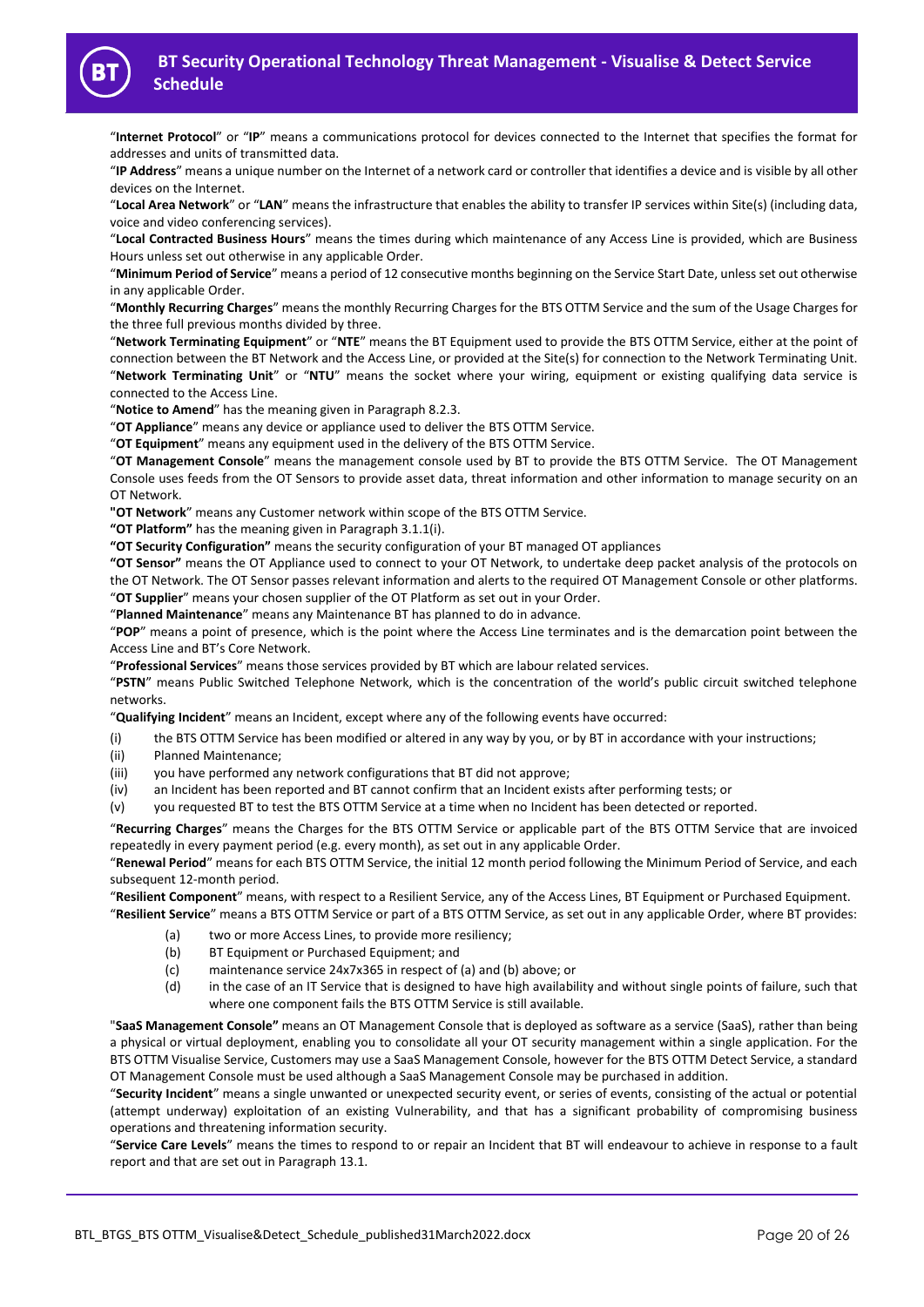"**Internet Protocol**" or "**IP**" means a communications protocol for devices connected to the Internet that specifies the format for addresses and units of transmitted data.

"**IP Address**" means a unique number on the Internet of a network card or controller that identifies a device and is visible by all other devices on the Internet.

"**Local Area Network**" or "**LAN**" means the infrastructure that enables the ability to transfer IP services within Site(s) (including data, voice and video conferencing services).

"**Local Contracted Business Hours**" means the times during which maintenance of any Access Line is provided, which are Business Hours unless set out otherwise in any applicable Order.

"**Minimum Period of Service**" means a period of 12 consecutive months beginning on the Service Start Date, unless set out otherwise in any applicable Order.

"**Monthly Recurring Charges**" means the monthly Recurring Charges for the BTS OTTM Service and the sum of the Usage Charges for the three full previous months divided by three.

"**Network Terminating Equipment**" or "**NTE**" means the BT Equipment used to provide the BTS OTTM Service, either at the point of connection between the BT Network and the Access Line, or provided at the Site(s) for connection to the Network Terminating Unit.

"**Network Terminating Unit**" or "**NTU**" means the socket where your wiring, equipment or existing qualifying data service is connected to the Access Line.

"**Notice to Amend**" has the meaning given in Paragraph 8.2.3.

"**OT Appliance**" means any device or appliance used to deliver the BTS OTTM Service.

"**OT Equipment**" means any equipment used in the delivery of the BTS OTTM Service.

"**OT Management Console**" means the management console used by BT to provide the BTS OTTM Service. The OT Management Console uses feeds from the OT Sensors to provide asset data, threat information and other information to manage security on an OT Network.

"**OT Network**" means any Customer network within scope of the BTS OTTM Service.

"**OT Platform**" has the meaning given in Paragraph 3.1.1(i).

"**OT Security Configuration**" means the security configuration of your BT managed OT appliances

"**OT Sensor**" means the OT Appliance used to connect to your OT Network, to undertake deep packet analysis of the protocols on the OT Network. The OT Sensor passes relevant information and alerts to the required OT Management Console or other platforms.

"**OT Supplier**" means your chosen supplier of the OT Platform as set out in your Order.

"**Planned Maintenance**" means any Maintenance BT has planned to do in advance.

"**POP**" means a point of presence, which is the point where the Access Line terminates and is the demarcation point between the Access Line and BT's Core Network.

"**Professional Services**" means those services provided by BT which are labour related services.

"**PSTN**" means Public Switched Telephone Network, which is the concentration of the world's public circuit switched telephone networks.

"**Qualifying Incident**" means an Incident, except where any of the following events have occurred:

(i) the BTS OTTM Service has been modified or altered in any way by you, or by BT in accordance with your instructions;
(ii) Planned Maintenance;
(iii) you have performed any network configurations that BT did not approve;
(iv) an Incident has been reported and BT cannot confirm that an Incident exists after performing tests; or
(v) you requested BT to test the BTS OTTM Service at a time when no Incident has been detected or reported.

"**Recurring Charges**" means the Charges for the BTS OTTM Service or applicable part of the BTS OTTM Service that are invoiced repeatedly in every payment period (e.g. every month), as set out in any applicable Order.

"**Renewal Period**" means for each BTS OTTM Service, the initial 12 month period following the Minimum Period of Service, and each subsequent 12-month period.

"**Resilient Component**" means, with respect to a Resilient Service, any of the Access Lines, BT Equipment or Purchased Equipment.

"**Resilient Service**" means a BTS OTTM Service or part of a BTS OTTM Service, as set out in any applicable Order, where BT provides:

(a) two or more Access Lines, to provide more resiliency;
(b) BT Equipment or Purchased Equipment; and
(c) maintenance service 24x7x365 in respect of (a) and (b) above; or
(d) in the case of an IT Service that is designed to have high availability and without single points of failure, such that where one component fails the BTS OTTM Service is still available.

"**SaaS Management Console**" means an OT Management Console that is deployed as software as a service (SaaS), rather than being a physical or virtual deployment, enabling you to consolidate all your OT security management within a single application. For the BTS OTTM Visualise Service, Customers may use a SaaS Management Console, however for the BTS OTTM Detect Service, a standard OT Management Console must be used although a SaaS Management Console may be purchased in addition.

"**Security Incident**" means a single unwanted or unexpected security event, or series of events, consisting of the actual or potential (attempt underway) exploitation of an existing Vulnerability, and that has a significant probability of compromising business operations and threatening information security.

"**Service Care Levels**" means the times to respond to or repair an Incident that BT will endeavour to achieve in response to a fault report and that are set out in Paragraph 13.1.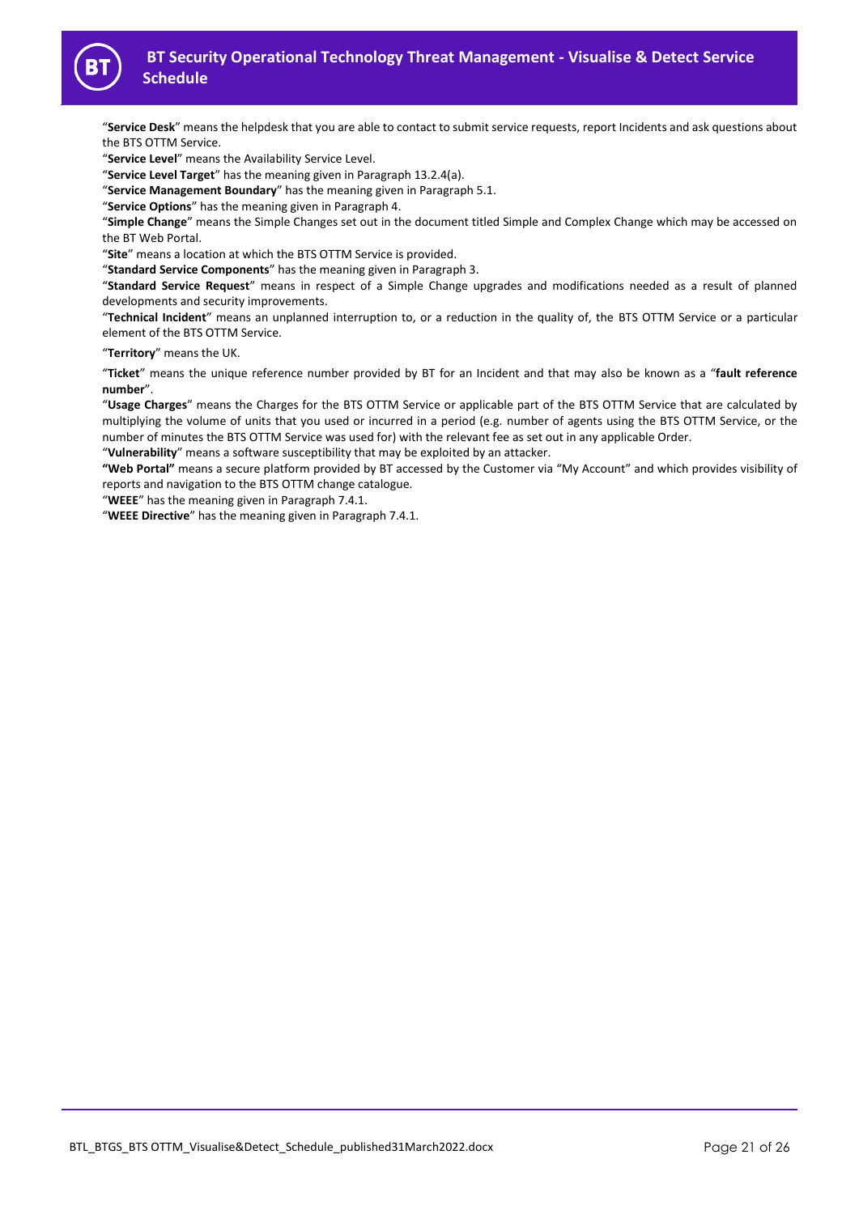"**Service Desk**" means the helpdesk that you are able to contact to submit service requests, report Incidents and ask questions about the BTS OTTM Service.

"**Service Level**" means the Availability Service Level.

"**Service Level Target**" has the meaning given in Paragraph 13.2.4(a).

"**Service Management Boundary**" has the meaning given in Paragraph 5.1.

"**Service Options**" has the meaning given in Paragraph 4.

"**Simple Change**" means the Simple Changes set out in the document titled Simple and Complex Change which may be accessed on the BT Web Portal.

"**Site**" means a location at which the BTS OTTM Service is provided.

"**Standard Service Components**" has the meaning given in Paragraph 3.

"**Standard Service Request**" means in respect of a Simple Change upgrades and modifications needed as a result of planned developments and security improvements.

"**Technical Incident**" means an unplanned interruption to, or a reduction in the quality of, the BTS OTTM Service or a particular element of the BTS OTTM Service.

"**Territory**" means the UK.

"**Ticket**" means the unique reference number provided by BT for an Incident and that may also be known as a "**fault reference number**".

"**Usage Charges**" means the Charges for the BTS OTTM Service or applicable part of the BTS OTTM Service that are calculated by multiplying the volume of units that you used or incurred in a period (e.g. number of agents using the BTS OTTM Service, or the number of minutes the BTS OTTM Service was used for) with the relevant fee as set out in any applicable Order.

"**Vulnerability**" means a software susceptibility that may be exploited by an attacker.

**"Web Portal"** means a secure platform provided by BT accessed by the Customer via "My Account" and which provides visibility of reports and navigation to the BTS OTTM change catalogue.

"**WEEE**" has the meaning given in Paragraph 7.4.1.

"**WEEE Directive**" has the meaning given in Paragraph 7.4.1.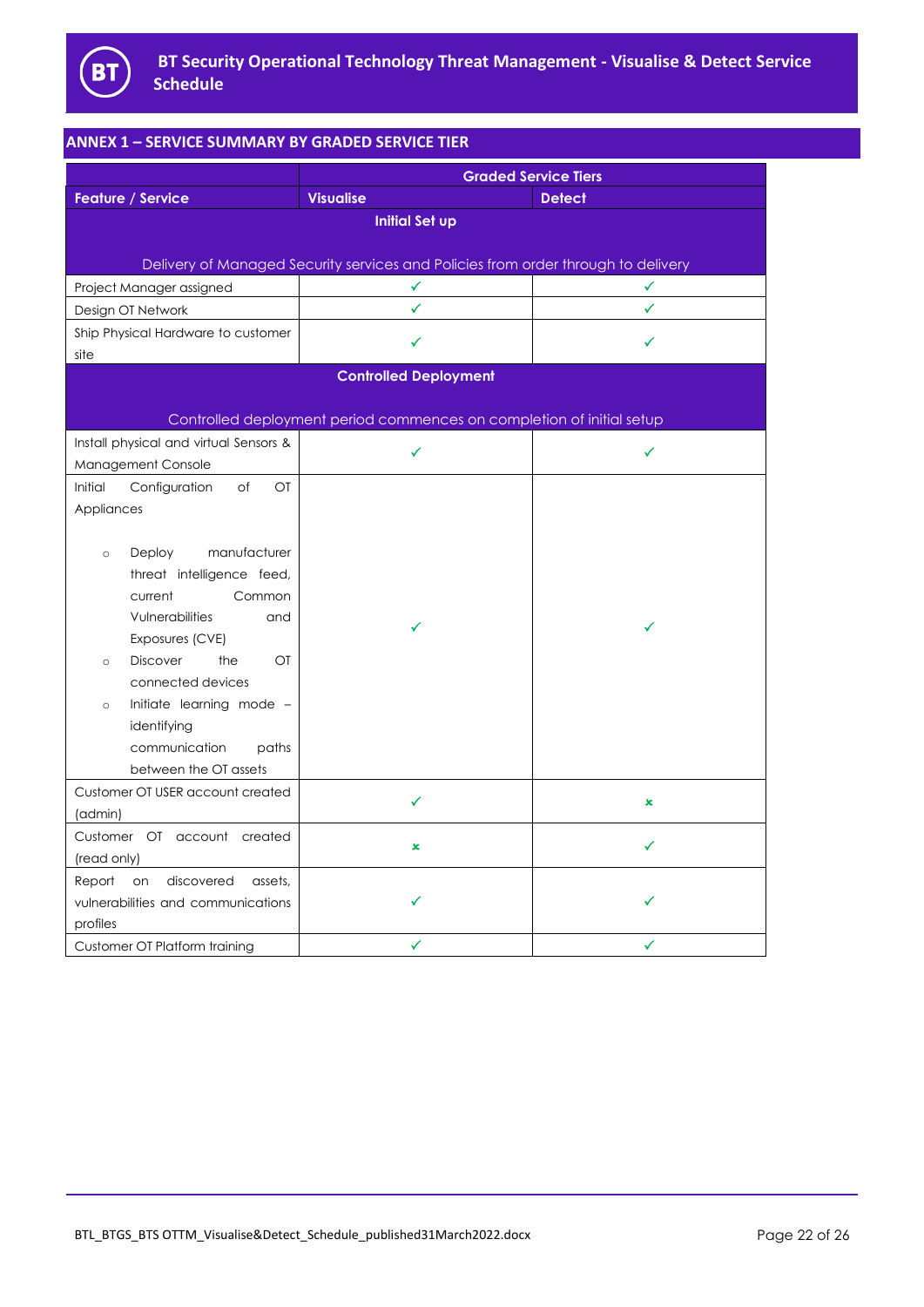## ANNEX 1 – SERVICE SUMMARY BY GRADED SERVICE TIER

| Feature / Service | Graded Service Tiers | |
|---|---|---|
| | **Visualise** | **Detect** |
| **Initial Set up** Delivery of Managed Security services and Policies from order through to delivery | | |
| Project Manager assigned | ✓ | ✓ |
| Design OT Network | ✓ | ✓ |
| Ship Physical Hardware to customer site | ✓ | ✓ |
| **Controlled Deployment** Controlled deployment period commences on completion of initial setup | | |
| Install physical and virtual Sensors & Management Console | ✓ | ✓ |
| Initial Configuration of OT Appliances<br>○ Deploy manufacturer threat intelligence feed, current Common Vulnerabilities and Exposures (CVE)<br>○ Discover the OT connected devices<br>○ Initiate learning mode – identifying communication paths between the OT assets | ✓ | ✓ |
| Customer OT USER account created (admin) | ✓ | ✗ |
| Customer OT account created (read only) | ✗ | ✓ |
| Report on discovered assets, vulnerabilities and communications profiles | ✓ | ✓ |
| Customer OT Platform training | ✓ | ✓ |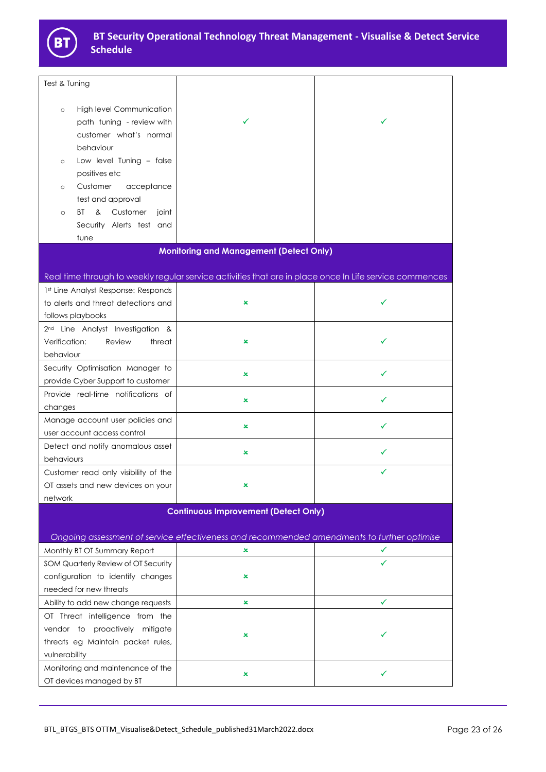| | | |
|---|---|---|
| Test & Tuning<br><br>◦ High level Communication path tuning - review with customer what's normal behaviour<br>◦ Low level Tuning – false positives etc<br>◦ Customer acceptance test and approval<br>◦ BT & Customer joint Security Alerts test and tune | ✓ | ✓ |
| **Monitoring and Management (Detect Only)**<br><br>Real time through to weekly regular service activities that are in place once In Life service commences | | |
| 1st Line Analyst Response: Responds to alerts and threat detections and follows playbooks | × | ✓ |
| 2nd Line Analyst Investigation & Verification: Review threat behaviour | × | ✓ |
| Security Optimisation Manager to provide Cyber Support to customer | × | ✓ |
| Provide real-time notifications of changes | × | ✓ |
| Manage account user policies and user account access control | × | ✓ |
| Detect and notify anomalous asset behaviours | × | ✓ |
| Customer read only visibility of the OT assets and new devices on your network | × | ✓ |
| **Continuous Improvement (Detect Only)**<br><br>*Ongoing assessment of service effectiveness and recommended amendments to further optimise* | | |
| Monthly BT OT Summary Report | × | ✓ |
| SOM Quarterly Review of OT Security configuration to identify changes needed for new threats | × | ✓ |
| Ability to add new change requests | × | ✓ |
| OT Threat intelligence from the vendor to proactively mitigate threats eg Maintain packet rules, vulnerability | × | ✓ |
| Monitoring and maintenance of the OT devices managed by BT | × | ✓ |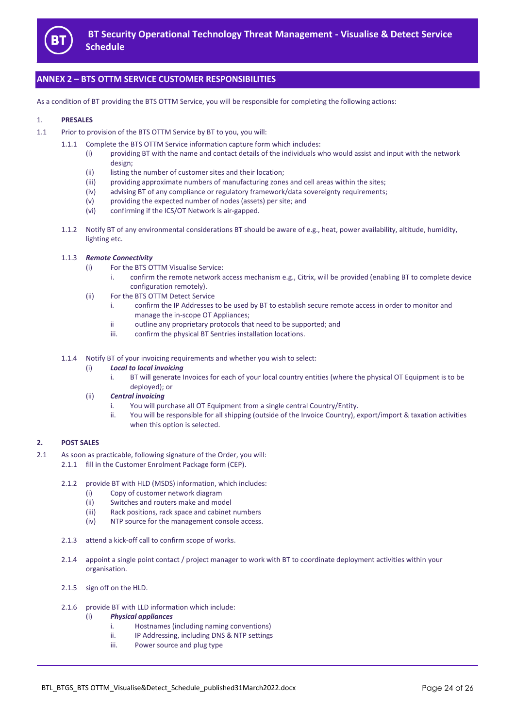## ANNEX 2 – BTS OTTM SERVICE CUSTOMER RESPONSIBILITIES

As a condition of BT providing the BTS OTTM Service, you will be responsible for completing the following actions:

1. **PRESALES**

1.1 Prior to provision of the BTS OTTM Service by BT to you, you will:

1.1.1 Complete the BTS OTTM Service information capture form which includes:

(i) providing BT with the name and contact details of the individuals who would assist and input with the network design;

(ii) listing the number of customer sites and their location;

(iii) providing approximate numbers of manufacturing zones and cell areas within the sites;

(iv) advising BT of any compliance or regulatory framework/data sovereignty requirements;

(v) providing the expected number of nodes (assets) per site; and

(vi) confirming if the ICS/OT Network is air-gapped.

1.1.2 Notify BT of any environmental considerations BT should be aware of e.g., heat, power availability, altitude, humidity, lighting etc.

1.1.3 ***Remote Connectivity***

(i) For the BTS OTTM Visualise Service:

i. confirm the remote network access mechanism e.g., Citrix, will be provided (enabling BT to complete device configuration remotely).

(ii) For the BTS OTTM Detect Service

i. confirm the IP Addresses to be used by BT to establish secure remote access in order to monitor and manage the in-scope OT Appliances;

ii outline any proprietary protocols that need to be supported; and

iii. confirm the physical BT Sentries installation locations.

1.1.4 Notify BT of your invoicing requirements and whether you wish to select:

(i) ***Local to local invoicing***

i. BT will generate Invoices for each of your local country entities (where the physical OT Equipment is to be deployed); or

(ii) ***Central invoicing***

i. You will purchase all OT Equipment from a single central Country/Entity.

ii. You will be responsible for all shipping (outside of the Invoice Country), export/import & taxation activities when this option is selected.

2. **POST SALES**

2.1 As soon as practicable, following signature of the Order, you will:

2.1.1 fill in the Customer Enrolment Package form (CEP).

2.1.2 provide BT with HLD (MSDS) information, which includes:

(i) Copy of customer network diagram

(ii) Switches and routers make and model

(iii) Rack positions, rack space and cabinet numbers

(iv) NTP source for the management console access.

2.1.3 attend a kick-off call to confirm scope of works.

2.1.4 appoint a single point contact / project manager to work with BT to coordinate deployment activities within your organisation.

2.1.5 sign off on the HLD.

2.1.6 provide BT with LLD information which include:

(i) ***Physical appliances***

i. Hostnames (including naming conventions)

ii. IP Addressing, including DNS & NTP settings

iii. Power source and plug type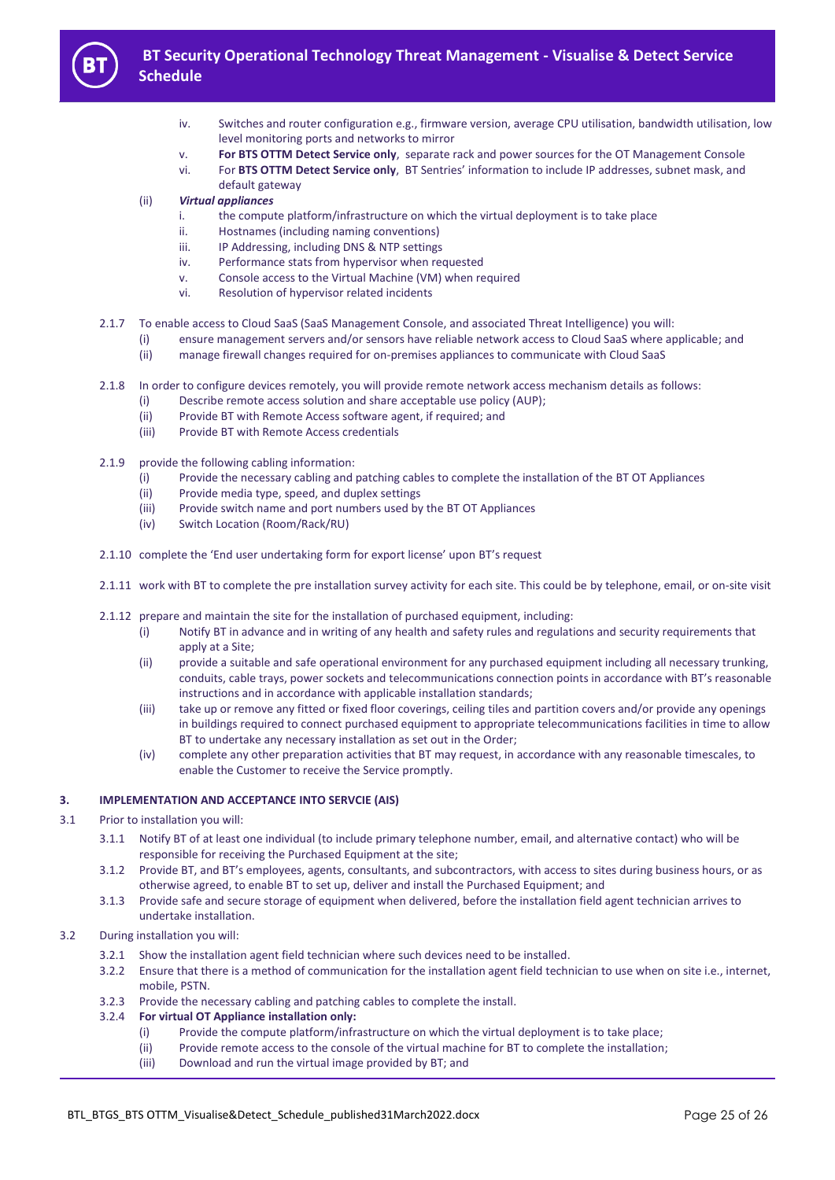iv. Switches and router configuration e.g., firmware version, average CPU utilisation, bandwidth utilisation, low level monitoring ports and networks to mirror

v. **For BTS OTTM Detect Service only**, separate rack and power sources for the OT Management Console

vi. For **BTS OTTM Detect Service only**, BT Sentries' information to include IP addresses, subnet mask, and default gateway

(ii) ***Virtual appliances***

i. the compute platform/infrastructure on which the virtual deployment is to take place

ii. Hostnames (including naming conventions)

iii. IP Addressing, including DNS & NTP settings

iv. Performance stats from hypervisor when requested

v. Console access to the Virtual Machine (VM) when required

vi. Resolution of hypervisor related incidents

2.1.7 To enable access to Cloud SaaS (SaaS Management Console, and associated Threat Intelligence) you will:

(i) ensure management servers and/or sensors have reliable network access to Cloud SaaS where applicable; and

(ii) manage firewall changes required for on-premises appliances to communicate with Cloud SaaS

2.1.8 In order to configure devices remotely, you will provide remote network access mechanism details as follows:

(i) Describe remote access solution and share acceptable use policy (AUP);

(ii) Provide BT with Remote Access software agent, if required; and

(iii) Provide BT with Remote Access credentials

2.1.9 provide the following cabling information:

(i) Provide the necessary cabling and patching cables to complete the installation of the BT OT Appliances

(ii) Provide media type, speed, and duplex settings

(iii) Provide switch name and port numbers used by the BT OT Appliances

(iv) Switch Location (Room/Rack/RU)

2.1.10 complete the 'End user undertaking form for export license' upon BT's request

2.1.11 work with BT to complete the pre installation survey activity for each site. This could be by telephone, email, or on-site visit

2.1.12 prepare and maintain the site for the installation of purchased equipment, including:

(i) Notify BT in advance and in writing of any health and safety rules and regulations and security requirements that apply at a Site;

(ii) provide a suitable and safe operational environment for any purchased equipment including all necessary trunking, conduits, cable trays, power sockets and telecommunications connection points in accordance with BT's reasonable instructions and in accordance with applicable installation standards;

(iii) take up or remove any fitted or fixed floor coverings, ceiling tiles and partition covers and/or provide any openings in buildings required to connect purchased equipment to appropriate telecommunications facilities in time to allow BT to undertake any necessary installation as set out in the Order;

(iv) complete any other preparation activities that BT may request, in accordance with any reasonable timescales, to enable the Customer to receive the Service promptly.

## 3. IMPLEMENTATION AND ACCEPTANCE INTO SERVCIE (AIS)

3.1 Prior to installation you will:

3.1.1 Notify BT of at least one individual (to include primary telephone number, email, and alternative contact) who will be responsible for receiving the Purchased Equipment at the site;

3.1.2 Provide BT, and BT's employees, agents, consultants, and subcontractors, with access to sites during business hours, or as otherwise agreed, to enable BT to set up, deliver and install the Purchased Equipment; and

3.1.3 Provide safe and secure storage of equipment when delivered, before the installation field agent technician arrives to undertake installation.

3.2 During installation you will:

3.2.1 Show the installation agent field technician where such devices need to be installed.

3.2.2 Ensure that there is a method of communication for the installation agent field technician to use when on site i.e., internet, mobile, PSTN.

3.2.3 Provide the necessary cabling and patching cables to complete the install.

3.2.4 **For virtual OT Appliance installation only:**

(i) Provide the compute platform/infrastructure on which the virtual deployment is to take place;

(ii) Provide remote access to the console of the virtual machine for BT to complete the installation;

(iii) Download and run the virtual image provided by BT; and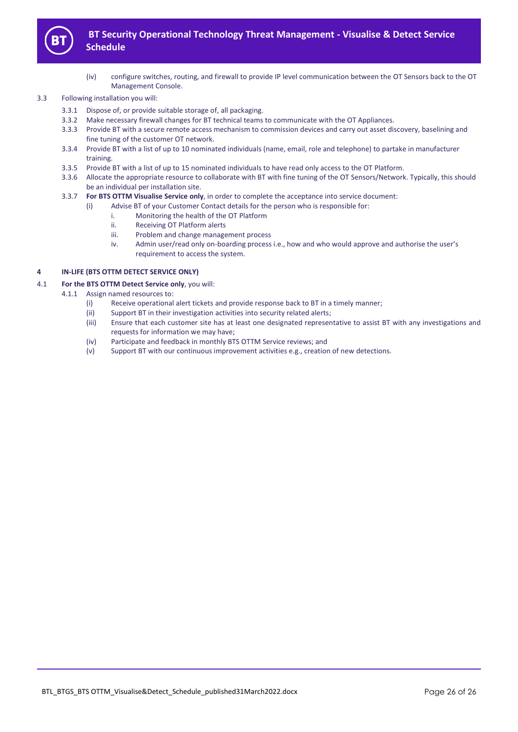(iv) configure switches, routing, and firewall to provide IP level communication between the OT Sensors back to the OT Management Console.

3.3 Following installation you will:

3.3.1 Dispose of, or provide suitable storage of, all packaging.

3.3.2 Make necessary firewall changes for BT technical teams to communicate with the OT Appliances.

3.3.3 Provide BT with a secure remote access mechanism to commission devices and carry out asset discovery, baselining and fine tuning of the customer OT network.

3.3.4 Provide BT with a list of up to 10 nominated individuals (name, email, role and telephone) to partake in manufacturer training.

3.3.5 Provide BT with a list of up to 15 nominated individuals to have read only access to the OT Platform.

3.3.6 Allocate the appropriate resource to collaborate with BT with fine tuning of the OT Sensors/Network. Typically, this should be an individual per installation site.

3.3.7 **For BTS OTTM Visualise Service only**, in order to complete the acceptance into service document:

(i) Advise BT of your Customer Contact details for the person who is responsible for:

i. Monitoring the health of the OT Platform

ii. Receiving OT Platform alerts

iii. Problem and change management process

iv. Admin user/read only on-boarding process i.e., how and who would approve and authorise the user's requirement to access the system.

## 4 IN-LIFE (BTS OTTM DETECT SERVICE ONLY)

4.1 **For the BTS OTTM Detect Service only**, you will:

4.1.1 Assign named resources to:

(i) Receive operational alert tickets and provide response back to BT in a timely manner;

(ii) Support BT in their investigation activities into security related alerts;

(iii) Ensure that each customer site has at least one designated representative to assist BT with any investigations and requests for information we may have;

(iv) Participate and feedback in monthly BTS OTTM Service reviews; and

(v) Support BT with our continuous improvement activities e.g., creation of new detections.